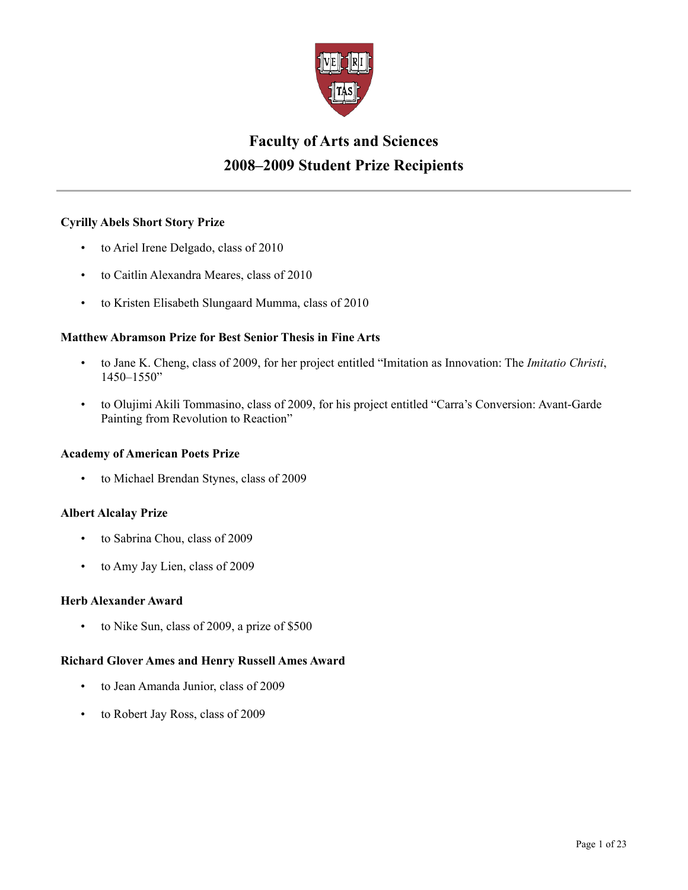# Faculty of Arts and Sciences
# 2008–2009 Student Prize Recipients

---

**Cyrilly Abels Short Story Prize**

- to Ariel Irene Delgado, class of 2010
- to Caitlin Alexandra Meares, class of 2010
- to Kristen Elisabeth Slungaard Mumma, class of 2010

**Matthew Abramson Prize for Best Senior Thesis in Fine Arts**

- to Jane K. Cheng, class of 2009, for her project entitled "Imitation as Innovation: The *Imitatio Christi*, 1450–1550"
- to Olujimi Akili Tommasino, class of 2009, for his project entitled "Carra's Conversion: Avant-Garde Painting from Revolution to Reaction"

**Academy of American Poets Prize**

- to Michael Brendan Stynes, class of 2009

**Albert Alcalay Prize**

- to Sabrina Chou, class of 2009
- to Amy Jay Lien, class of 2009

**Herb Alexander Award**

- to Nike Sun, class of 2009, a prize of $500

**Richard Glover Ames and Henry Russell Ames Award**

- to Jean Amanda Junior, class of 2009
- to Robert Jay Ross, class of 2009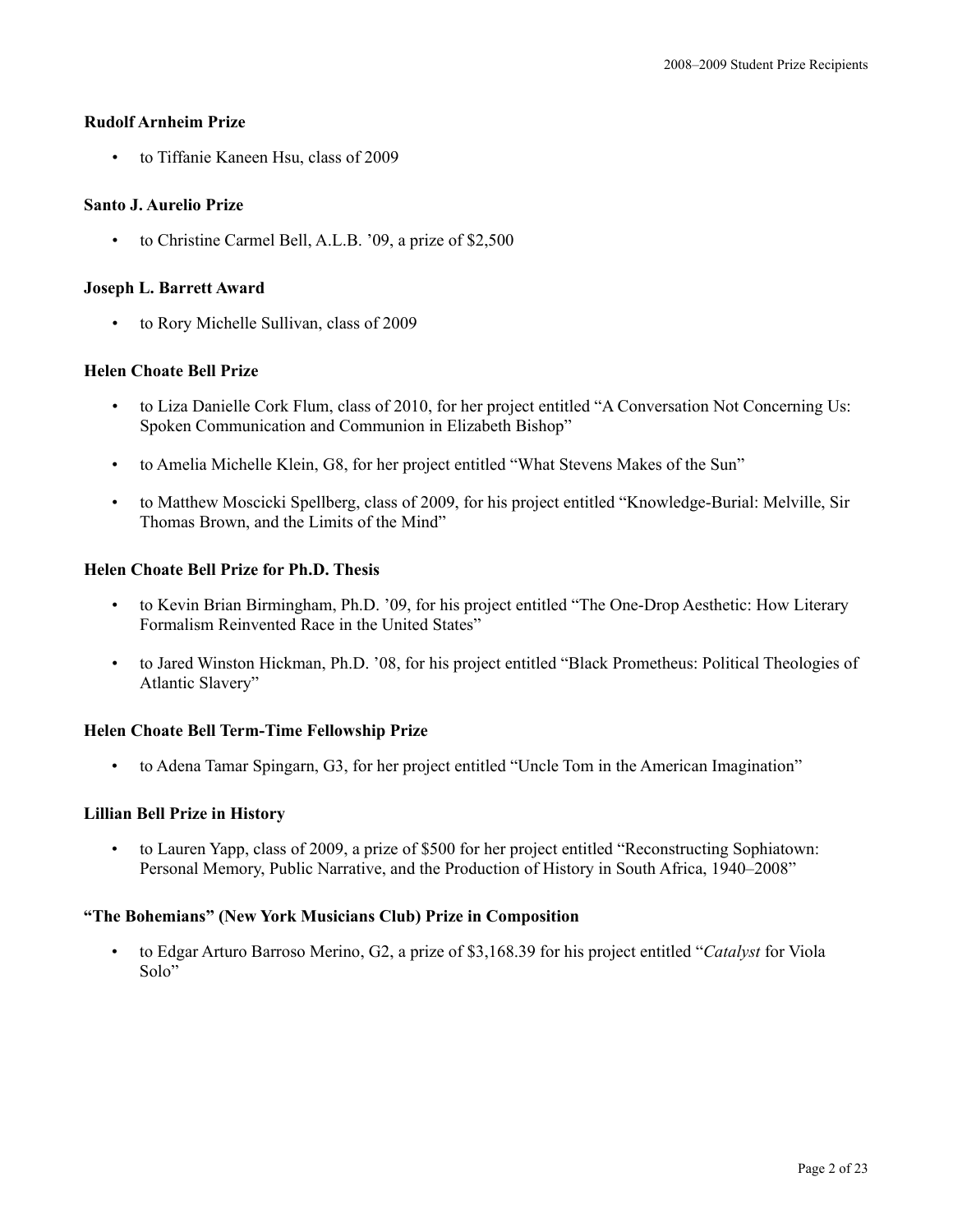**Rudolf Arnheim Prize**

- to Tiffanie Kaneen Hsu, class of 2009

**Santo J. Aurelio Prize**

- to Christine Carmel Bell, A.L.B. ’09, a prize of $2,500

**Joseph L. Barrett Award**

- to Rory Michelle Sullivan, class of 2009

**Helen Choate Bell Prize**

- to Liza Danielle Cork Flum, class of 2010, for her project entitled “A Conversation Not Concerning Us: Spoken Communication and Communion in Elizabeth Bishop”
- to Amelia Michelle Klein, G8, for her project entitled “What Stevens Makes of the Sun”
- to Matthew Moscicki Spellberg, class of 2009, for his project entitled “Knowledge-Burial: Melville, Sir Thomas Brown, and the Limits of the Mind”

**Helen Choate Bell Prize for Ph.D. Thesis**

- to Kevin Brian Birmingham, Ph.D. ’09, for his project entitled “The One-Drop Aesthetic: How Literary Formalism Reinvented Race in the United States”
- to Jared Winston Hickman, Ph.D. ’08, for his project entitled “Black Prometheus: Political Theologies of Atlantic Slavery”

**Helen Choate Bell Term-Time Fellowship Prize**

- to Adena Tamar Spingarn, G3, for her project entitled “Uncle Tom in the American Imagination”

**Lillian Bell Prize in History**

- to Lauren Yapp, class of 2009, a prize of $500 for her project entitled “Reconstructing Sophiatown: Personal Memory, Public Narrative, and the Production of History in South Africa, 1940–2008”

**“The Bohemians” (New York Musicians Club) Prize in Composition**

- to Edgar Arturo Barroso Merino, G2, a prize of $3,168.39 for his project entitled “*Catalyst* for Viola Solo”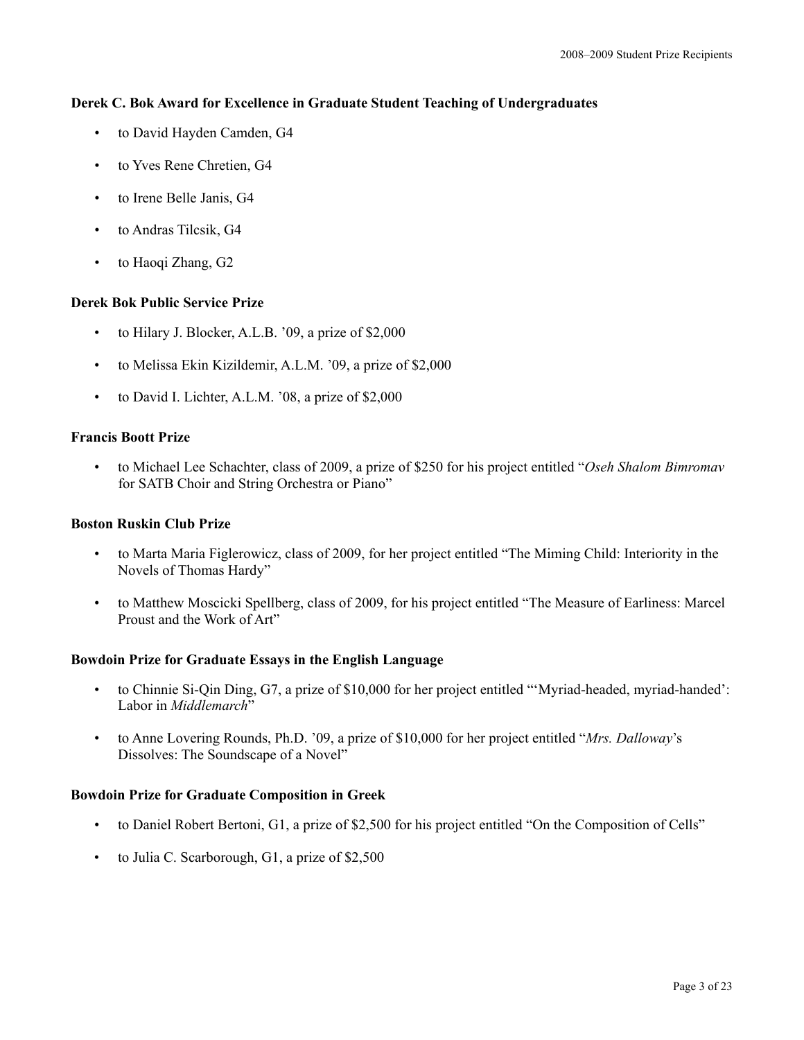### Derek C. Bok Award for Excellence in Graduate Student Teaching of Undergraduates

- to David Hayden Camden, G4
- to Yves Rene Chretien, G4
- to Irene Belle Janis, G4
- to Andras Tilcsik, G4
- to Haoqi Zhang, G2

### Derek Bok Public Service Prize

- to Hilary J. Blocker, A.L.B. ’09, a prize of $2,000
- to Melissa Ekin Kizildemir, A.L.M. ’09, a prize of $2,000
- to David I. Lichter, A.L.M. ’08, a prize of $2,000

### Francis Boott Prize

- to Michael Lee Schachter, class of 2009, a prize of $250 for his project entitled “*Oseh Shalom Bimromav* for SATB Choir and String Orchestra or Piano”

### Boston Ruskin Club Prize

- to Marta Maria Figlerowicz, class of 2009, for her project entitled “The Miming Child: Interiority in the Novels of Thomas Hardy”
- to Matthew Moscicki Spellberg, class of 2009, for his project entitled “The Measure of Earliness: Marcel Proust and the Work of Art”

### Bowdoin Prize for Graduate Essays in the English Language

- to Chinnie Si-Qin Ding, G7, a prize of $10,000 for her project entitled “‘Myriad-headed, myriad-handed’: Labor in *Middlemarch*”
- to Anne Lovering Rounds, Ph.D. ’09, a prize of $10,000 for her project entitled “*Mrs. Dalloway*’s Dissolves: The Soundscape of a Novel”

### Bowdoin Prize for Graduate Composition in Greek

- to Daniel Robert Bertoni, G1, a prize of $2,500 for his project entitled “On the Composition of Cells”
- to Julia C. Scarborough, G1, a prize of $2,500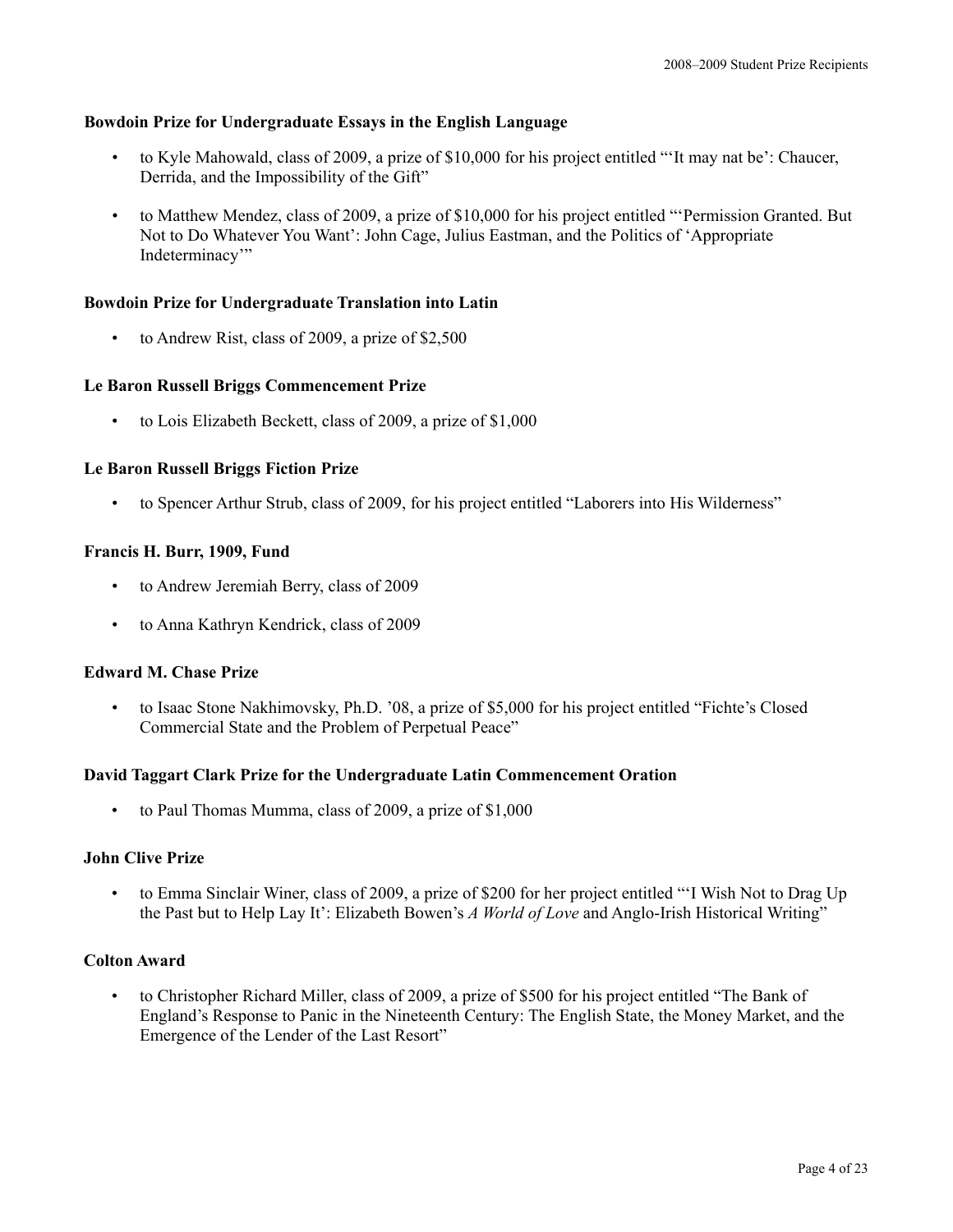**Bowdoin Prize for Undergraduate Essays in the English Language**

- to Kyle Mahowald, class of 2009, a prize of $10,000 for his project entitled "'It may nat be': Chaucer, Derrida, and the Impossibility of the Gift"
- to Matthew Mendez, class of 2009, a prize of $10,000 for his project entitled "'Permission Granted. But Not to Do Whatever You Want': John Cage, Julius Eastman, and the Politics of 'Appropriate Indeterminacy'"

**Bowdoin Prize for Undergraduate Translation into Latin**

- to Andrew Rist, class of 2009, a prize of $2,500

**Le Baron Russell Briggs Commencement Prize**

- to Lois Elizabeth Beckett, class of 2009, a prize of $1,000

**Le Baron Russell Briggs Fiction Prize**

- to Spencer Arthur Strub, class of 2009, for his project entitled "Laborers into His Wilderness"

**Francis H. Burr, 1909, Fund**

- to Andrew Jeremiah Berry, class of 2009
- to Anna Kathryn Kendrick, class of 2009

**Edward M. Chase Prize**

- to Isaac Stone Nakhimovsky, Ph.D. '08, a prize of $5,000 for his project entitled "Fichte's Closed Commercial State and the Problem of Perpetual Peace"

**David Taggart Clark Prize for the Undergraduate Latin Commencement Oration**

- to Paul Thomas Mumma, class of 2009, a prize of $1,000

**John Clive Prize**

- to Emma Sinclair Winer, class of 2009, a prize of $200 for her project entitled "'I Wish Not to Drag Up the Past but to Help Lay It': Elizabeth Bowen's *A World of Love* and Anglo-Irish Historical Writing"

**Colton Award**

- to Christopher Richard Miller, class of 2009, a prize of $500 for his project entitled "The Bank of England's Response to Panic in the Nineteenth Century: The English State, the Money Market, and the Emergence of the Lender of the Last Resort"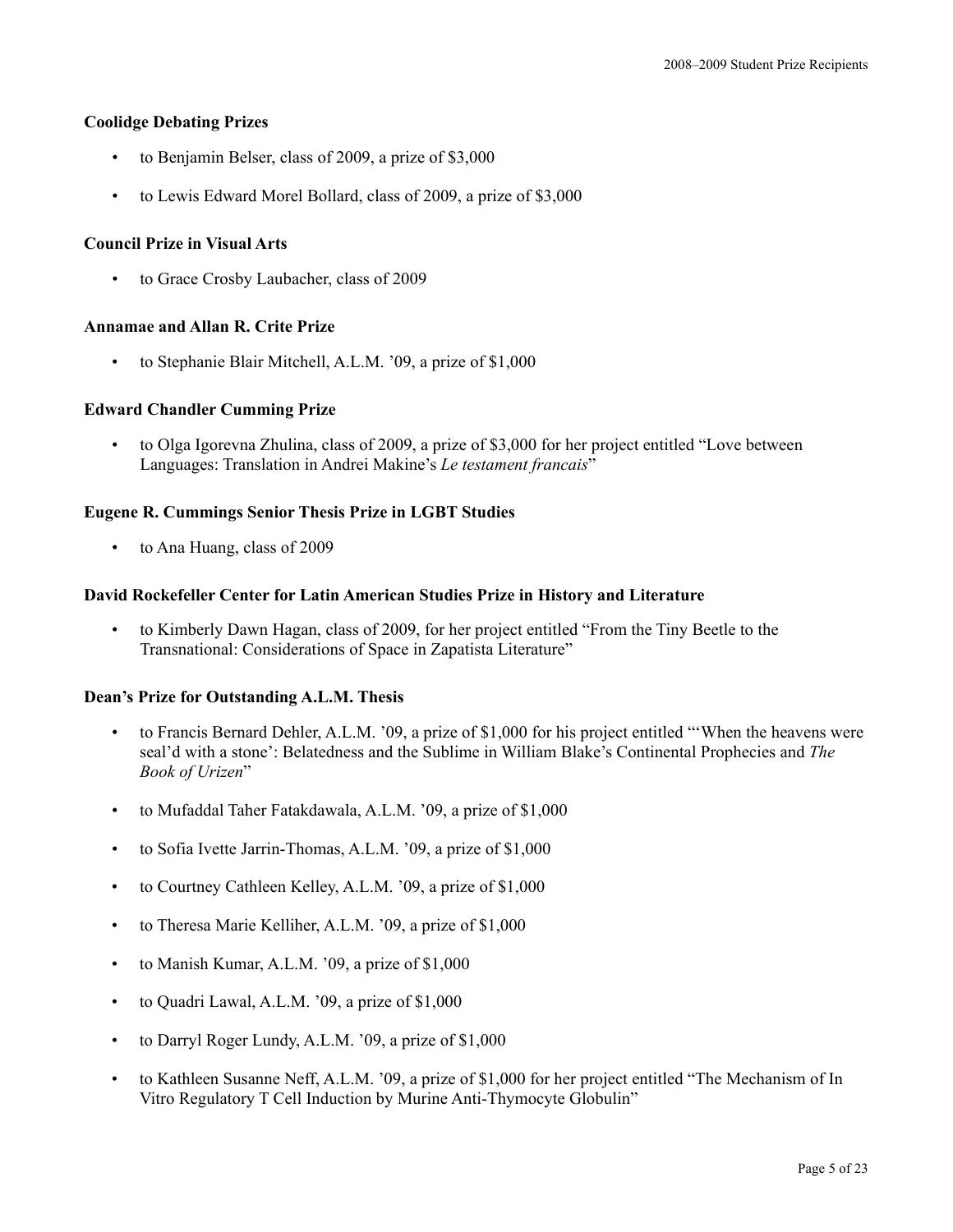### Coolidge Debating Prizes

- to Benjamin Belser, class of 2009, a prize of $3,000
- to Lewis Edward Morel Bollard, class of 2009, a prize of $3,000

### Council Prize in Visual Arts

- to Grace Crosby Laubacher, class of 2009

### Annamae and Allan R. Crite Prize

- to Stephanie Blair Mitchell, A.L.M. '09, a prize of $1,000

### Edward Chandler Cumming Prize

- to Olga Igorevna Zhulina, class of 2009, a prize of $3,000 for her project entitled "Love between Languages: Translation in Andrei Makine's *Le testament francais*"

### Eugene R. Cummings Senior Thesis Prize in LGBT Studies

- to Ana Huang, class of 2009

### David Rockefeller Center for Latin American Studies Prize in History and Literature

- to Kimberly Dawn Hagan, class of 2009, for her project entitled "From the Tiny Beetle to the Transnational: Considerations of Space in Zapatista Literature"

### Dean's Prize for Outstanding A.L.M. Thesis

- to Francis Bernard Dehler, A.L.M. '09, a prize of $1,000 for his project entitled "'When the heavens were seal'd with a stone': Belatedness and the Sublime in William Blake's Continental Prophecies and *The Book of Urizen*"
- to Mufaddal Taher Fatakdawala, A.L.M. '09, a prize of $1,000
- to Sofia Ivette Jarrin-Thomas, A.L.M. '09, a prize of $1,000
- to Courtney Cathleen Kelley, A.L.M. '09, a prize of $1,000
- to Theresa Marie Kelliher, A.L.M. '09, a prize of $1,000
- to Manish Kumar, A.L.M. '09, a prize of $1,000
- to Quadri Lawal, A.L.M. '09, a prize of $1,000
- to Darryl Roger Lundy, A.L.M. '09, a prize of $1,000
- to Kathleen Susanne Neff, A.L.M. '09, a prize of $1,000 for her project entitled "The Mechanism of In Vitro Regulatory T Cell Induction by Murine Anti-Thymocyte Globulin"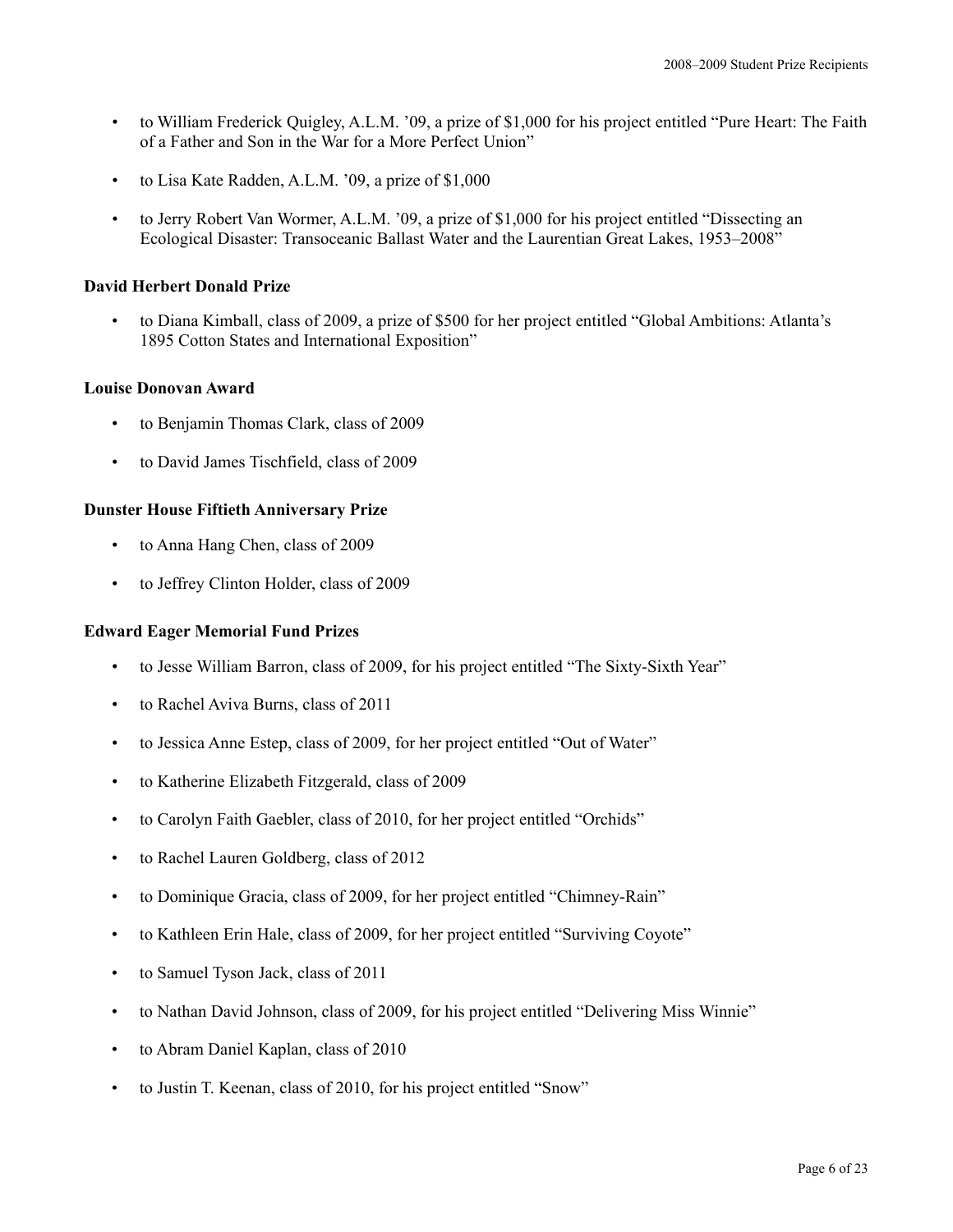- to William Frederick Quigley, A.L.M. '09, a prize of $1,000 for his project entitled "Pure Heart: The Faith of a Father and Son in the War for a More Perfect Union"

- to Lisa Kate Radden, A.L.M. '09, a prize of $1,000

- to Jerry Robert Van Wormer, A.L.M. '09, a prize of $1,000 for his project entitled "Dissecting an Ecological Disaster: Transoceanic Ballast Water and the Laurentian Great Lakes, 1953–2008"

**David Herbert Donald Prize**

- to Diana Kimball, class of 2009, a prize of $500 for her project entitled "Global Ambitions: Atlanta's 1895 Cotton States and International Exposition"

**Louise Donovan Award**

- to Benjamin Thomas Clark, class of 2009

- to David James Tischfield, class of 2009

**Dunster House Fiftieth Anniversary Prize**

- to Anna Hang Chen, class of 2009

- to Jeffrey Clinton Holder, class of 2009

**Edward Eager Memorial Fund Prizes**

- to Jesse William Barron, class of 2009, for his project entitled "The Sixty-Sixth Year"

- to Rachel Aviva Burns, class of 2011

- to Jessica Anne Estep, class of 2009, for her project entitled "Out of Water"

- to Katherine Elizabeth Fitzgerald, class of 2009

- to Carolyn Faith Gaebler, class of 2010, for her project entitled "Orchids"

- to Rachel Lauren Goldberg, class of 2012

- to Dominique Gracia, class of 2009, for her project entitled "Chimney-Rain"

- to Kathleen Erin Hale, class of 2009, for her project entitled "Surviving Coyote"

- to Samuel Tyson Jack, class of 2011

- to Nathan David Johnson, class of 2009, for his project entitled "Delivering Miss Winnie"

- to Abram Daniel Kaplan, class of 2010

- to Justin T. Keenan, class of 2010, for his project entitled "Snow"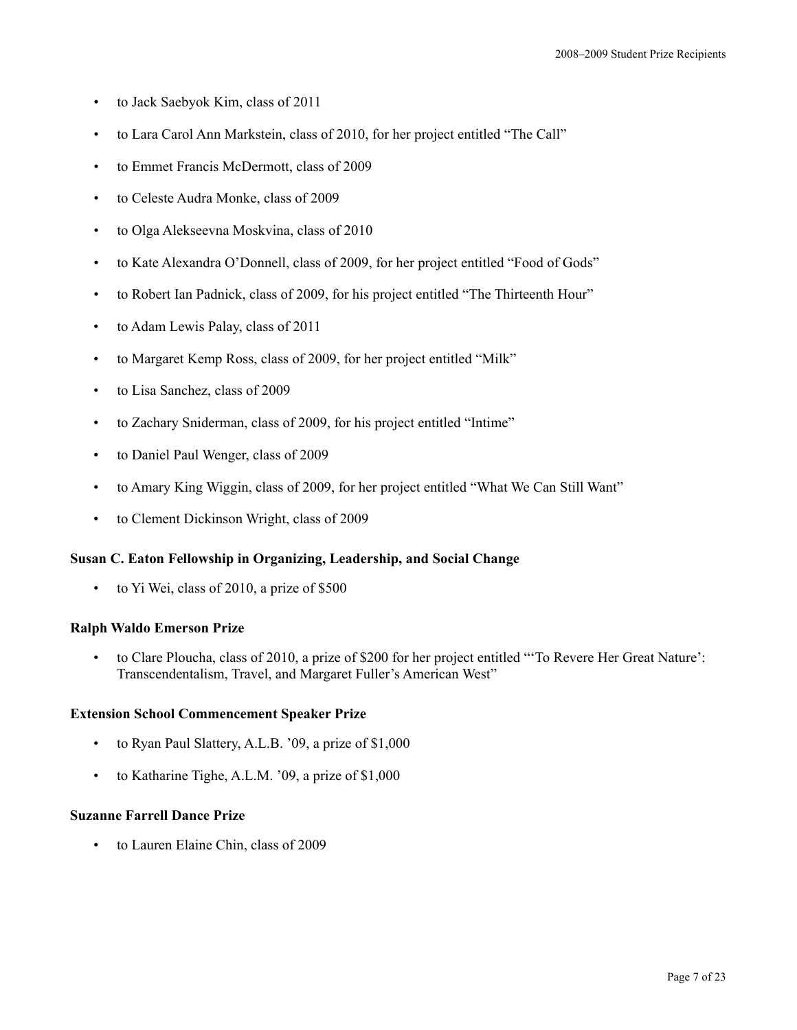- to Jack Saebyok Kim, class of 2011
- to Lara Carol Ann Markstein, class of 2010, for her project entitled "The Call"
- to Emmet Francis McDermott, class of 2009
- to Celeste Audra Monke, class of 2009
- to Olga Alekseevna Moskvina, class of 2010
- to Kate Alexandra O'Donnell, class of 2009, for her project entitled "Food of Gods"
- to Robert Ian Padnick, class of 2009, for his project entitled "The Thirteenth Hour"
- to Adam Lewis Palay, class of 2011
- to Margaret Kemp Ross, class of 2009, for her project entitled "Milk"
- to Lisa Sanchez, class of 2009
- to Zachary Sniderman, class of 2009, for his project entitled "Intime"
- to Daniel Paul Wenger, class of 2009
- to Amary King Wiggin, class of 2009, for her project entitled "What We Can Still Want"
- to Clement Dickinson Wright, class of 2009

**Susan C. Eaton Fellowship in Organizing, Leadership, and Social Change**

- to Yi Wei, class of 2010, a prize of $500

**Ralph Waldo Emerson Prize**

- to Clare Ploucha, class of 2010, a prize of $200 for her project entitled "'To Revere Her Great Nature': Transcendentalism, Travel, and Margaret Fuller's American West"

**Extension School Commencement Speaker Prize**

- to Ryan Paul Slattery, A.L.B. '09, a prize of $1,000
- to Katharine Tighe, A.L.M. '09, a prize of $1,000

**Suzanne Farrell Dance Prize**

- to Lauren Elaine Chin, class of 2009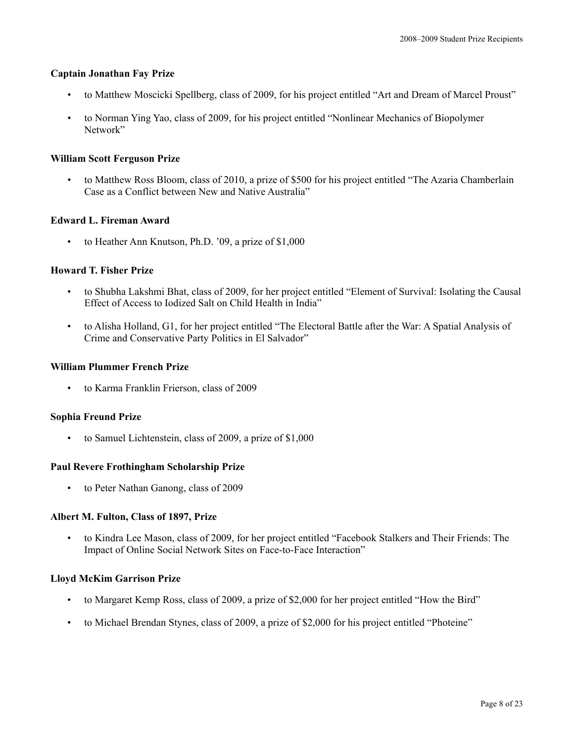### Captain Jonathan Fay Prize

- to Matthew Moscicki Spellberg, class of 2009, for his project entitled "Art and Dream of Marcel Proust"
- to Norman Ying Yao, class of 2009, for his project entitled "Nonlinear Mechanics of Biopolymer Network"

### William Scott Ferguson Prize

- to Matthew Ross Bloom, class of 2010, a prize of $500 for his project entitled "The Azaria Chamberlain Case as a Conflict between New and Native Australia"

### Edward L. Fireman Award

- to Heather Ann Knutson, Ph.D. '09, a prize of $1,000

### Howard T. Fisher Prize

- to Shubha Lakshmi Bhat, class of 2009, for her project entitled "Element of Survival: Isolating the Causal Effect of Access to Iodized Salt on Child Health in India"
- to Alisha Holland, G1, for her project entitled "The Electoral Battle after the War: A Spatial Analysis of Crime and Conservative Party Politics in El Salvador"

### William Plummer French Prize

- to Karma Franklin Frierson, class of 2009

### Sophia Freund Prize

- to Samuel Lichtenstein, class of 2009, a prize of $1,000

### Paul Revere Frothingham Scholarship Prize

- to Peter Nathan Ganong, class of 2009

### Albert M. Fulton, Class of 1897, Prize

- to Kindra Lee Mason, class of 2009, for her project entitled "Facebook Stalkers and Their Friends: The Impact of Online Social Network Sites on Face-to-Face Interaction"

### Lloyd McKim Garrison Prize

- to Margaret Kemp Ross, class of 2009, a prize of $2,000 for her project entitled "How the Bird"
- to Michael Brendan Stynes, class of 2009, a prize of $2,000 for his project entitled "Photeine"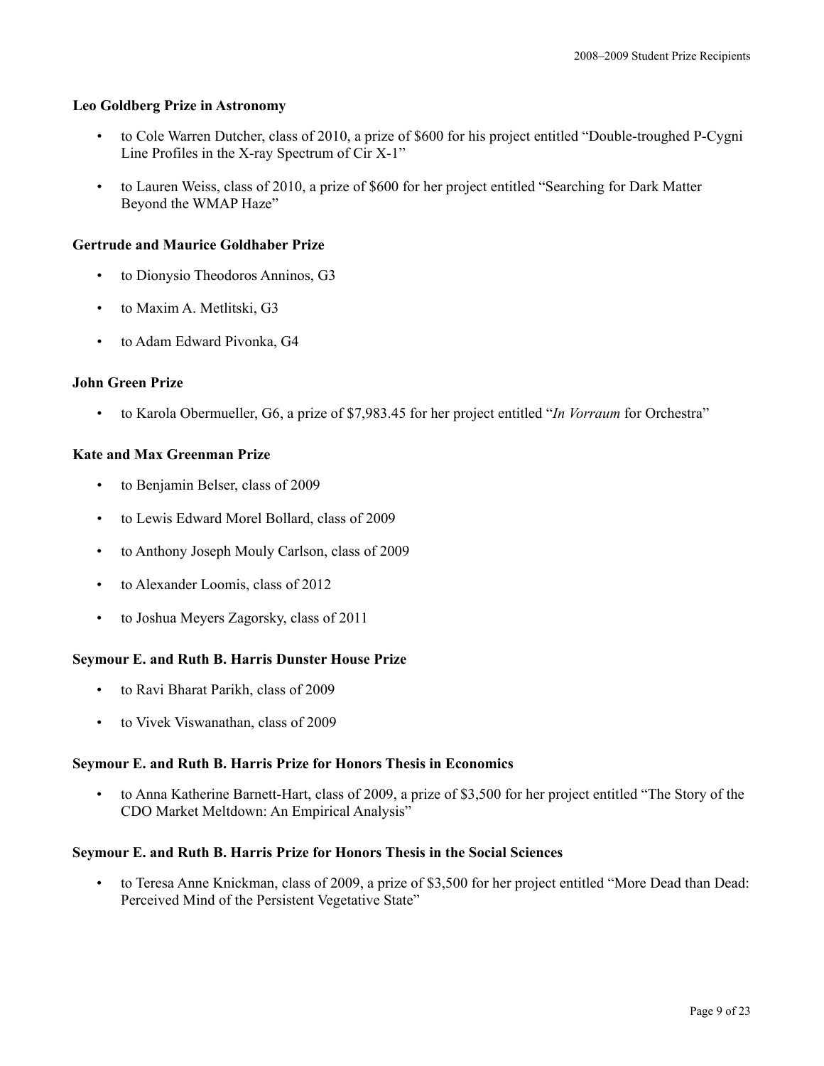### Leo Goldberg Prize in Astronomy

- to Cole Warren Dutcher, class of 2010, a prize of $600 for his project entitled "Double-troughed P-Cygni Line Profiles in the X-ray Spectrum of Cir X-1"
- to Lauren Weiss, class of 2010, a prize of $600 for her project entitled "Searching for Dark Matter Beyond the WMAP Haze"

### Gertrude and Maurice Goldhaber Prize

- to Dionysio Theodoros Anninos, G3
- to Maxim A. Metlitski, G3
- to Adam Edward Pivonka, G4

### John Green Prize

- to Karola Obermueller, G6, a prize of $7,983.45 for her project entitled "*In Vorraum* for Orchestra"

### Kate and Max Greenman Prize

- to Benjamin Belser, class of 2009
- to Lewis Edward Morel Bollard, class of 2009
- to Anthony Joseph Mouly Carlson, class of 2009
- to Alexander Loomis, class of 2012
- to Joshua Meyers Zagorsky, class of 2011

### Seymour E. and Ruth B. Harris Dunster House Prize

- to Ravi Bharat Parikh, class of 2009
- to Vivek Viswanathan, class of 2009

### Seymour E. and Ruth B. Harris Prize for Honors Thesis in Economics

- to Anna Katherine Barnett-Hart, class of 2009, a prize of $3,500 for her project entitled "The Story of the CDO Market Meltdown: An Empirical Analysis"

### Seymour E. and Ruth B. Harris Prize for Honors Thesis in the Social Sciences

- to Teresa Anne Knickman, class of 2009, a prize of $3,500 for her project entitled "More Dead than Dead: Perceived Mind of the Persistent Vegetative State"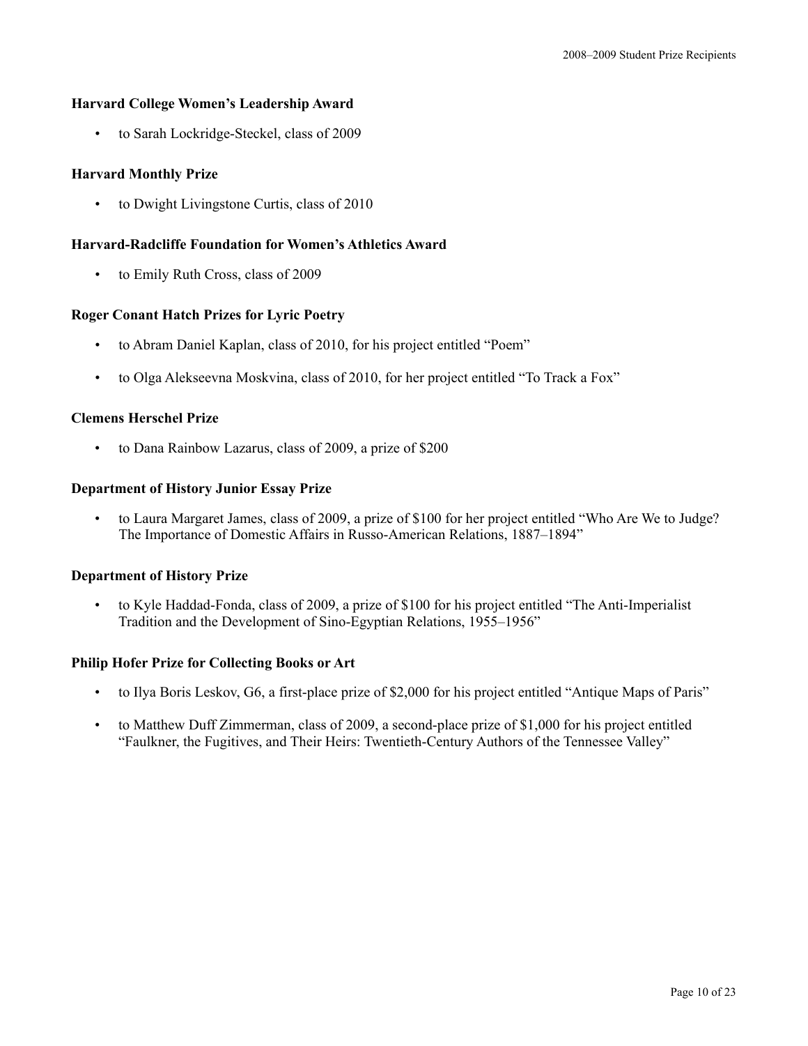**Harvard College Women's Leadership Award**

- to Sarah Lockridge-Steckel, class of 2009

**Harvard Monthly Prize**

- to Dwight Livingstone Curtis, class of 2010

**Harvard-Radcliffe Foundation for Women's Athletics Award**

- to Emily Ruth Cross, class of 2009

**Roger Conant Hatch Prizes for Lyric Poetry**

- to Abram Daniel Kaplan, class of 2010, for his project entitled "Poem"
- to Olga Alekseevna Moskvina, class of 2010, for her project entitled "To Track a Fox"

**Clemens Herschel Prize**

- to Dana Rainbow Lazarus, class of 2009, a prize of $200

**Department of History Junior Essay Prize**

- to Laura Margaret James, class of 2009, a prize of $100 for her project entitled "Who Are We to Judge? The Importance of Domestic Affairs in Russo-American Relations, 1887–1894"

**Department of History Prize**

- to Kyle Haddad-Fonda, class of 2009, a prize of $100 for his project entitled "The Anti-Imperialist Tradition and the Development of Sino-Egyptian Relations, 1955–1956"

**Philip Hofer Prize for Collecting Books or Art**

- to Ilya Boris Leskov, G6, a first-place prize of $2,000 for his project entitled "Antique Maps of Paris"
- to Matthew Duff Zimmerman, class of 2009, a second-place prize of $1,000 for his project entitled "Faulkner, the Fugitives, and Their Heirs: Twentieth-Century Authors of the Tennessee Valley"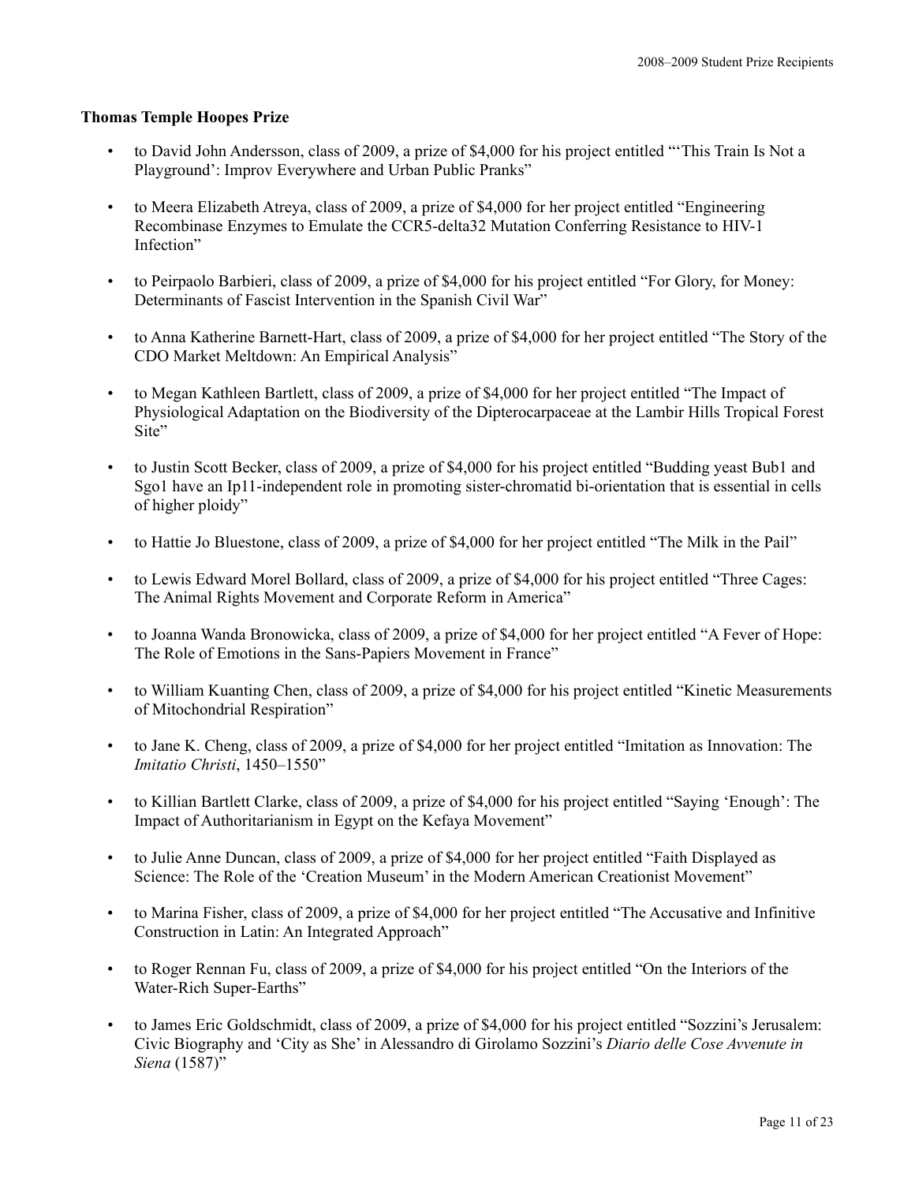**Thomas Temple Hoopes Prize**

- to David John Andersson, class of 2009, a prize of $4,000 for his project entitled "'This Train Is Not a Playground': Improv Everywhere and Urban Public Pranks"

- to Meera Elizabeth Atreya, class of 2009, a prize of $4,000 for her project entitled "Engineering Recombinase Enzymes to Emulate the CCR5-delta32 Mutation Conferring Resistance to HIV-1 Infection"

- to Peirpaolo Barbieri, class of 2009, a prize of $4,000 for his project entitled "For Glory, for Money: Determinants of Fascist Intervention in the Spanish Civil War"

- to Anna Katherine Barnett-Hart, class of 2009, a prize of $4,000 for her project entitled "The Story of the CDO Market Meltdown: An Empirical Analysis"

- to Megan Kathleen Bartlett, class of 2009, a prize of $4,000 for her project entitled "The Impact of Physiological Adaptation on the Biodiversity of the Dipterocarpaceae at the Lambir Hills Tropical Forest Site"

- to Justin Scott Becker, class of 2009, a prize of $4,000 for his project entitled "Budding yeast Bub1 and Sgo1 have an Ip11-independent role in promoting sister-chromatid bi-orientation that is essential in cells of higher ploidy"

- to Hattie Jo Bluestone, class of 2009, a prize of $4,000 for her project entitled "The Milk in the Pail"

- to Lewis Edward Morel Bollard, class of 2009, a prize of $4,000 for his project entitled "Three Cages: The Animal Rights Movement and Corporate Reform in America"

- to Joanna Wanda Bronowicka, class of 2009, a prize of $4,000 for her project entitled "A Fever of Hope: The Role of Emotions in the Sans-Papiers Movement in France"

- to William Kuanting Chen, class of 2009, a prize of $4,000 for his project entitled "Kinetic Measurements of Mitochondrial Respiration"

- to Jane K. Cheng, class of 2009, a prize of $4,000 for her project entitled "Imitation as Innovation: The *Imitatio Christi*, 1450–1550"

- to Killian Bartlett Clarke, class of 2009, a prize of $4,000 for his project entitled "Saying 'Enough': The Impact of Authoritarianism in Egypt on the Kefaya Movement"

- to Julie Anne Duncan, class of 2009, a prize of $4,000 for her project entitled "Faith Displayed as Science: The Role of the 'Creation Museum' in the Modern American Creationist Movement"

- to Marina Fisher, class of 2009, a prize of $4,000 for her project entitled "The Accusative and Infinitive Construction in Latin: An Integrated Approach"

- to Roger Rennan Fu, class of 2009, a prize of $4,000 for his project entitled "On the Interiors of the Water-Rich Super-Earths"

- to James Eric Goldschmidt, class of 2009, a prize of $4,000 for his project entitled "Sozzini's Jerusalem: Civic Biography and 'City as She' in Alessandro di Girolamo Sozzini's *Diario delle Cose Avvenute in Siena* (1587)"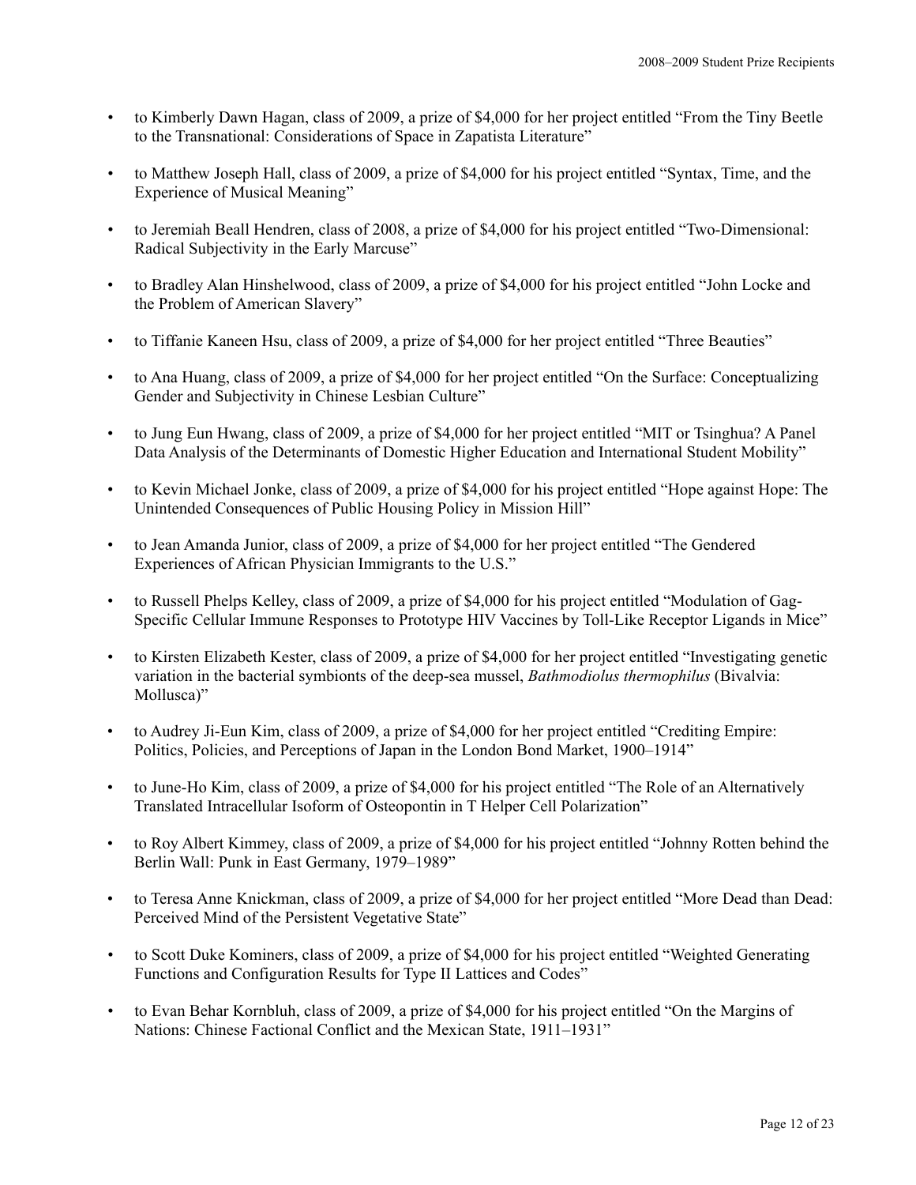- to Kimberly Dawn Hagan, class of 2009, a prize of $4,000 for her project entitled "From the Tiny Beetle to the Transnational: Considerations of Space in Zapatista Literature"

- to Matthew Joseph Hall, class of 2009, a prize of $4,000 for his project entitled "Syntax, Time, and the Experience of Musical Meaning"

- to Jeremiah Beall Hendren, class of 2008, a prize of $4,000 for his project entitled "Two-Dimensional: Radical Subjectivity in the Early Marcuse"

- to Bradley Alan Hinshelwood, class of 2009, a prize of $4,000 for his project entitled "John Locke and the Problem of American Slavery"

- to Tiffanie Kaneen Hsu, class of 2009, a prize of $4,000 for her project entitled "Three Beauties"

- to Ana Huang, class of 2009, a prize of $4,000 for her project entitled "On the Surface: Conceptualizing Gender and Subjectivity in Chinese Lesbian Culture"

- to Jung Eun Hwang, class of 2009, a prize of $4,000 for her project entitled "MIT or Tsinghua? A Panel Data Analysis of the Determinants of Domestic Higher Education and International Student Mobility"

- to Kevin Michael Jonke, class of 2009, a prize of $4,000 for his project entitled "Hope against Hope: The Unintended Consequences of Public Housing Policy in Mission Hill"

- to Jean Amanda Junior, class of 2009, a prize of $4,000 for her project entitled "The Gendered Experiences of African Physician Immigrants to the U.S."

- to Russell Phelps Kelley, class of 2009, a prize of $4,000 for his project entitled "Modulation of Gag-Specific Cellular Immune Responses to Prototype HIV Vaccines by Toll-Like Receptor Ligands in Mice"

- to Kirsten Elizabeth Kester, class of 2009, a prize of $4,000 for her project entitled "Investigating genetic variation in the bacterial symbionts of the deep-sea mussel, *Bathmodiolus thermophilus* (Bivalvia: Mollusca)"

- to Audrey Ji-Eun Kim, class of 2009, a prize of $4,000 for her project entitled "Crediting Empire: Politics, Policies, and Perceptions of Japan in the London Bond Market, 1900–1914"

- to June-Ho Kim, class of 2009, a prize of $4,000 for his project entitled "The Role of an Alternatively Translated Intracellular Isoform of Osteopontin in T Helper Cell Polarization"

- to Roy Albert Kimmey, class of 2009, a prize of $4,000 for his project entitled "Johnny Rotten behind the Berlin Wall: Punk in East Germany, 1979–1989"

- to Teresa Anne Knickman, class of 2009, a prize of $4,000 for her project entitled "More Dead than Dead: Perceived Mind of the Persistent Vegetative State"

- to Scott Duke Kominers, class of 2009, a prize of $4,000 for his project entitled "Weighted Generating Functions and Configuration Results for Type II Lattices and Codes"

- to Evan Behar Kornbluh, class of 2009, a prize of $4,000 for his project entitled "On the Margins of Nations: Chinese Factional Conflict and the Mexican State, 1911–1931"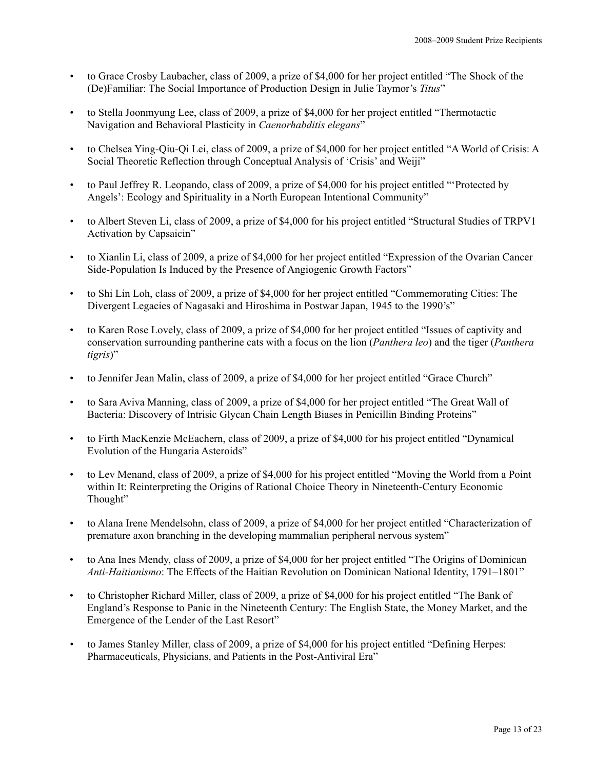- to Grace Crosby Laubacher, class of 2009, a prize of $4,000 for her project entitled "The Shock of the (De)Familiar: The Social Importance of Production Design in Julie Taymor's *Titus*"

- to Stella Joonmyung Lee, class of 2009, a prize of $4,000 for her project entitled "Thermotactic Navigation and Behavioral Plasticity in *Caenorhabditis elegans*"

- to Chelsea Ying-Qiu-Qi Lei, class of 2009, a prize of $4,000 for her project entitled "A World of Crisis: A Social Theoretic Reflection through Conceptual Analysis of 'Crisis' and Weiji"

- to Paul Jeffrey R. Leopando, class of 2009, a prize of $4,000 for his project entitled "'Protected by Angels': Ecology and Spirituality in a North European Intentional Community"

- to Albert Steven Li, class of 2009, a prize of $4,000 for his project entitled "Structural Studies of TRPV1 Activation by Capsaicin"

- to Xianlin Li, class of 2009, a prize of $4,000 for her project entitled "Expression of the Ovarian Cancer Side-Population Is Induced by the Presence of Angiogenic Growth Factors"

- to Shi Lin Loh, class of 2009, a prize of $4,000 for her project entitled "Commemorating Cities: The Divergent Legacies of Nagasaki and Hiroshima in Postwar Japan, 1945 to the 1990's"

- to Karen Rose Lovely, class of 2009, a prize of $4,000 for her project entitled "Issues of captivity and conservation surrounding pantherine cats with a focus on the lion (*Panthera leo*) and the tiger (*Panthera tigris*)"

- to Jennifer Jean Malin, class of 2009, a prize of $4,000 for her project entitled "Grace Church"

- to Sara Aviva Manning, class of 2009, a prize of $4,000 for her project entitled "The Great Wall of Bacteria: Discovery of Intrisic Glycan Chain Length Biases in Penicillin Binding Proteins"

- to Firth MacKenzie McEachern, class of 2009, a prize of $4,000 for his project entitled "Dynamical Evolution of the Hungaria Asteroids"

- to Lev Menand, class of 2009, a prize of $4,000 for his project entitled "Moving the World from a Point within It: Reinterpreting the Origins of Rational Choice Theory in Nineteenth-Century Economic Thought"

- to Alana Irene Mendelsohn, class of 2009, a prize of $4,000 for her project entitled "Characterization of premature axon branching in the developing mammalian peripheral nervous system"

- to Ana Ines Mendy, class of 2009, a prize of $4,000 for her project entitled "The Origins of Dominican *Anti-Haitianismo*: The Effects of the Haitian Revolution on Dominican National Identity, 1791–1801"

- to Christopher Richard Miller, class of 2009, a prize of $4,000 for his project entitled "The Bank of England's Response to Panic in the Nineteenth Century: The English State, the Money Market, and the Emergence of the Lender of the Last Resort"

- to James Stanley Miller, class of 2009, a prize of $4,000 for his project entitled "Defining Herpes: Pharmaceuticals, Physicians, and Patients in the Post-Antiviral Era"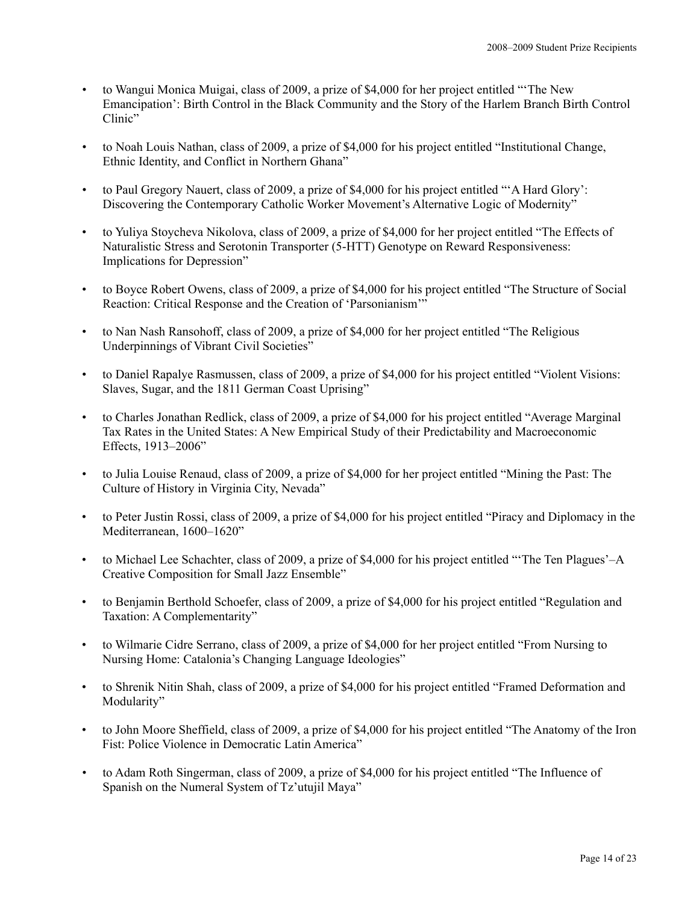- to Wangui Monica Muigai, class of 2009, a prize of $4,000 for her project entitled "'The New Emancipation': Birth Control in the Black Community and the Story of the Harlem Branch Birth Control Clinic"

- to Noah Louis Nathan, class of 2009, a prize of $4,000 for his project entitled "Institutional Change, Ethnic Identity, and Conflict in Northern Ghana"

- to Paul Gregory Nauert, class of 2009, a prize of $4,000 for his project entitled "'A Hard Glory': Discovering the Contemporary Catholic Worker Movement's Alternative Logic of Modernity"

- to Yuliya Stoycheva Nikolova, class of 2009, a prize of $4,000 for her project entitled "The Effects of Naturalistic Stress and Serotonin Transporter (5-HTT) Genotype on Reward Responsiveness: Implications for Depression"

- to Boyce Robert Owens, class of 2009, a prize of $4,000 for his project entitled "The Structure of Social Reaction: Critical Response and the Creation of 'Parsonianism'"

- to Nan Nash Ransohoff, class of 2009, a prize of $4,000 for her project entitled "The Religious Underpinnings of Vibrant Civil Societies"

- to Daniel Rapalye Rasmussen, class of 2009, a prize of $4,000 for his project entitled "Violent Visions: Slaves, Sugar, and the 1811 German Coast Uprising"

- to Charles Jonathan Redlick, class of 2009, a prize of $4,000 for his project entitled "Average Marginal Tax Rates in the United States: A New Empirical Study of their Predictability and Macroeconomic Effects, 1913–2006"

- to Julia Louise Renaud, class of 2009, a prize of $4,000 for her project entitled "Mining the Past: The Culture of History in Virginia City, Nevada"

- to Peter Justin Rossi, class of 2009, a prize of $4,000 for his project entitled "Piracy and Diplomacy in the Mediterranean, 1600–1620"

- to Michael Lee Schachter, class of 2009, a prize of $4,000 for his project entitled "'The Ten Plagues'–A Creative Composition for Small Jazz Ensemble"

- to Benjamin Berthold Schoefer, class of 2009, a prize of $4,000 for his project entitled "Regulation and Taxation: A Complementarity"

- to Wilmarie Cidre Serrano, class of 2009, a prize of $4,000 for her project entitled "From Nursing to Nursing Home: Catalonia's Changing Language Ideologies"

- to Shrenik Nitin Shah, class of 2009, a prize of $4,000 for his project entitled "Framed Deformation and Modularity"

- to John Moore Sheffield, class of 2009, a prize of $4,000 for his project entitled "The Anatomy of the Iron Fist: Police Violence in Democratic Latin America"

- to Adam Roth Singerman, class of 2009, a prize of $4,000 for his project entitled "The Influence of Spanish on the Numeral System of Tz'utujil Maya"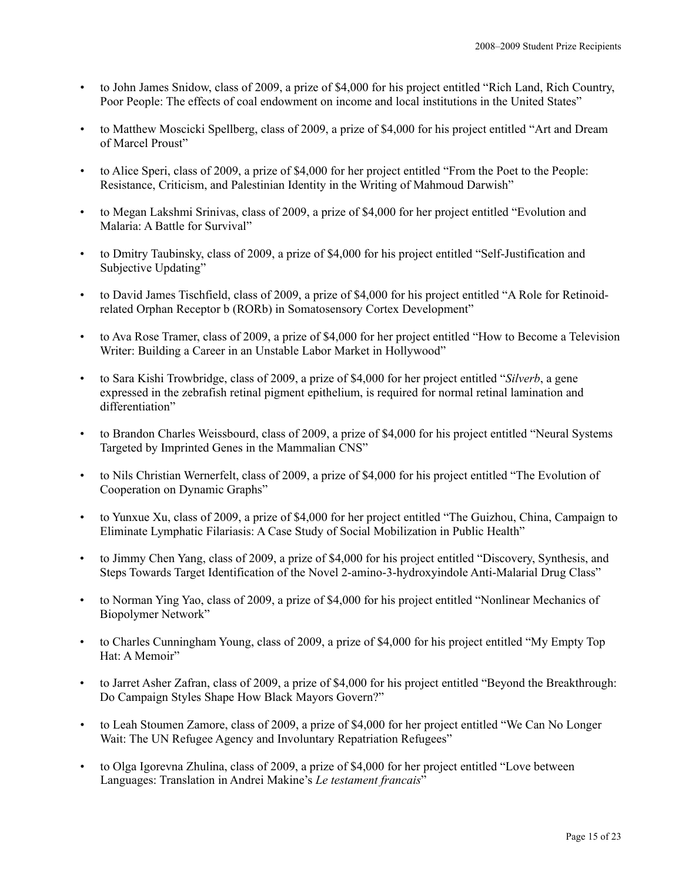- to John James Snidow, class of 2009, a prize of $4,000 for his project entitled "Rich Land, Rich Country, Poor People: The effects of coal endowment on income and local institutions in the United States"

- to Matthew Moscicki Spellberg, class of 2009, a prize of $4,000 for his project entitled "Art and Dream of Marcel Proust"

- to Alice Speri, class of 2009, a prize of $4,000 for her project entitled "From the Poet to the People: Resistance, Criticism, and Palestinian Identity in the Writing of Mahmoud Darwish"

- to Megan Lakshmi Srinivas, class of 2009, a prize of $4,000 for her project entitled "Evolution and Malaria: A Battle for Survival"

- to Dmitry Taubinsky, class of 2009, a prize of $4,000 for his project entitled "Self-Justification and Subjective Updating"

- to David James Tischfield, class of 2009, a prize of $4,000 for his project entitled "A Role for Retinoid-related Orphan Receptor b (RORb) in Somatosensory Cortex Development"

- to Ava Rose Tramer, class of 2009, a prize of $4,000 for her project entitled "How to Become a Television Writer: Building a Career in an Unstable Labor Market in Hollywood"

- to Sara Kishi Trowbridge, class of 2009, a prize of $4,000 for her project entitled "*Silverb*, a gene expressed in the zebrafish retinal pigment epithelium, is required for normal retinal lamination and differentiation"

- to Brandon Charles Weissbourd, class of 2009, a prize of $4,000 for his project entitled "Neural Systems Targeted by Imprinted Genes in the Mammalian CNS"

- to Nils Christian Wernerfelt, class of 2009, a prize of $4,000 for his project entitled "The Evolution of Cooperation on Dynamic Graphs"

- to Yunxue Xu, class of 2009, a prize of $4,000 for her project entitled "The Guizhou, China, Campaign to Eliminate Lymphatic Filariasis: A Case Study of Social Mobilization in Public Health"

- to Jimmy Chen Yang, class of 2009, a prize of $4,000 for his project entitled "Discovery, Synthesis, and Steps Towards Target Identification of the Novel 2-amino-3-hydroxyindole Anti-Malarial Drug Class"

- to Norman Ying Yao, class of 2009, a prize of $4,000 for his project entitled "Nonlinear Mechanics of Biopolymer Network"

- to Charles Cunningham Young, class of 2009, a prize of $4,000 for his project entitled "My Empty Top Hat: A Memoir"

- to Jarret Asher Zafran, class of 2009, a prize of $4,000 for his project entitled "Beyond the Breakthrough: Do Campaign Styles Shape How Black Mayors Govern?"

- to Leah Stoumen Zamore, class of 2009, a prize of $4,000 for her project entitled "We Can No Longer Wait: The UN Refugee Agency and Involuntary Repatriation Refugees"

- to Olga Igorevna Zhulina, class of 2009, a prize of $4,000 for her project entitled "Love between Languages: Translation in Andrei Makine's *Le testament francais*"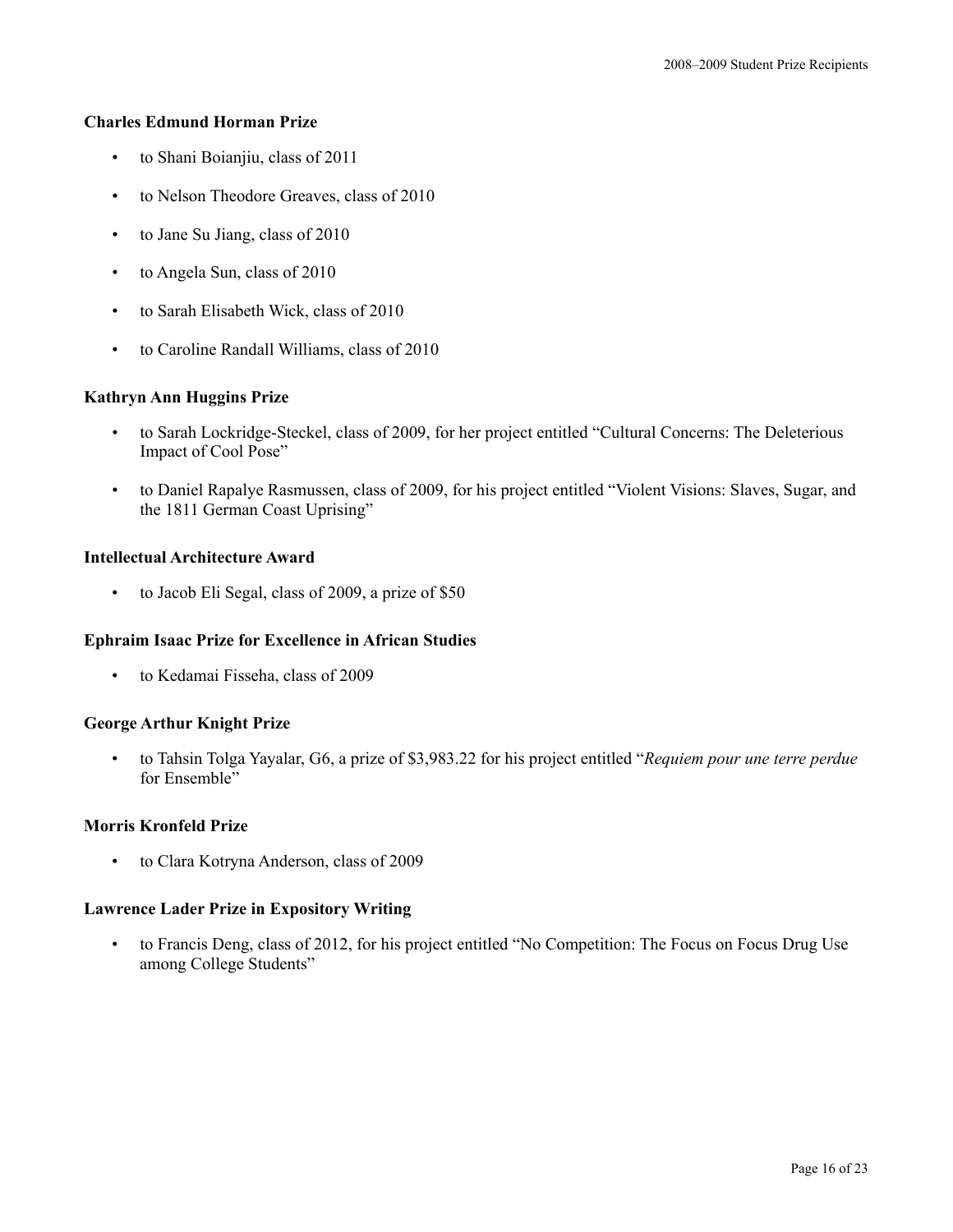**Charles Edmund Horman Prize**

- to Shani Boianjiu, class of 2011
- to Nelson Theodore Greaves, class of 2010
- to Jane Su Jiang, class of 2010
- to Angela Sun, class of 2010
- to Sarah Elisabeth Wick, class of 2010
- to Caroline Randall Williams, class of 2010

**Kathryn Ann Huggins Prize**

- to Sarah Lockridge-Steckel, class of 2009, for her project entitled "Cultural Concerns: The Deleterious Impact of Cool Pose"
- to Daniel Rapalye Rasmussen, class of 2009, for his project entitled "Violent Visions: Slaves, Sugar, and the 1811 German Coast Uprising"

**Intellectual Architecture Award**

- to Jacob Eli Segal, class of 2009, a prize of $50

**Ephraim Isaac Prize for Excellence in African Studies**

- to Kedamai Fisseha, class of 2009

**George Arthur Knight Prize**

- to Tahsin Tolga Yayalar, G6, a prize of $3,983.22 for his project entitled "*Requiem pour une terre perdue* for Ensemble"

**Morris Kronfeld Prize**

- to Clara Kotryna Anderson, class of 2009

**Lawrence Lader Prize in Expository Writing**

- to Francis Deng, class of 2012, for his project entitled "No Competition: The Focus on Focus Drug Use among College Students"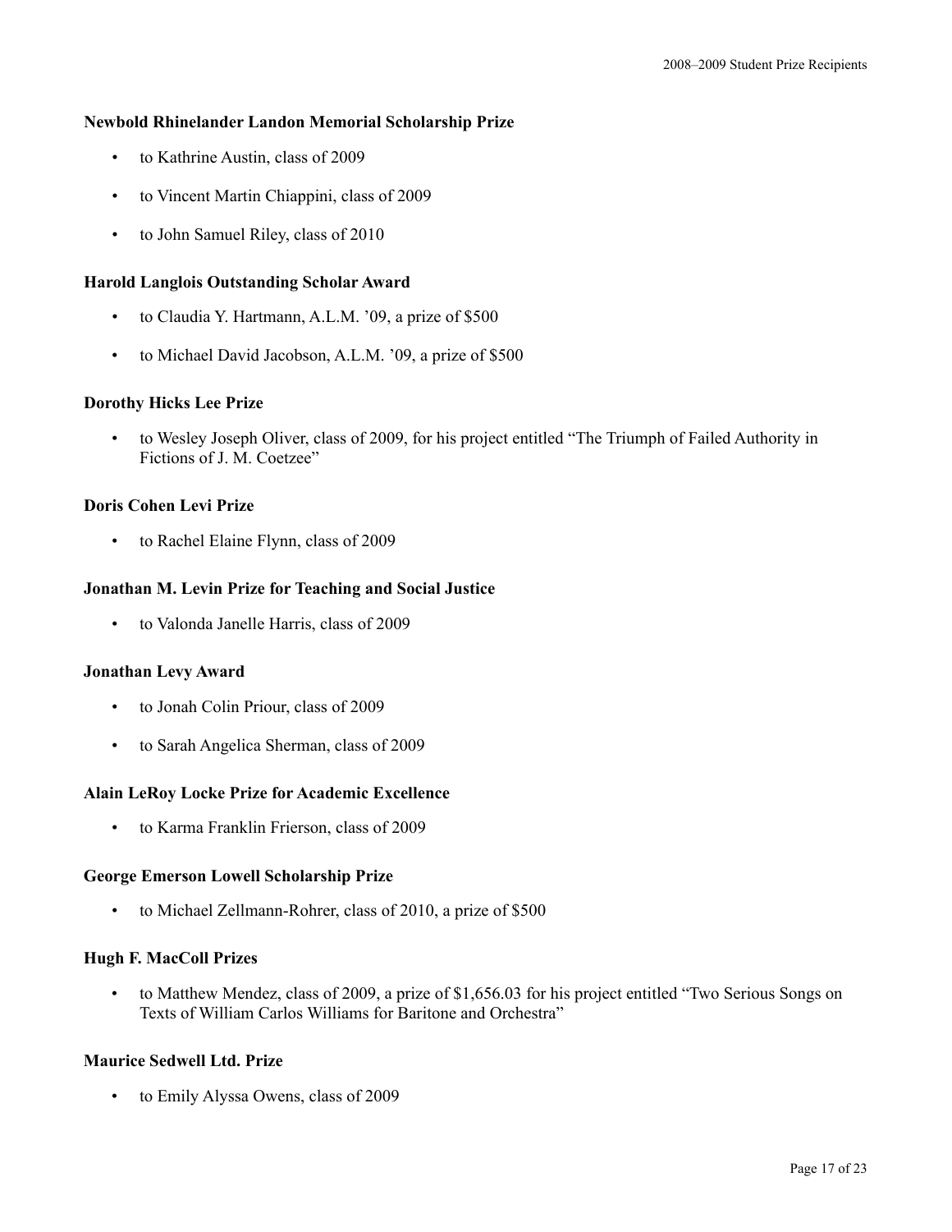**Newbold Rhinelander Landon Memorial Scholarship Prize**

- to Kathrine Austin, class of 2009
- to Vincent Martin Chiappini, class of 2009
- to John Samuel Riley, class of 2010

**Harold Langlois Outstanding Scholar Award**

- to Claudia Y. Hartmann, A.L.M. ’09, a prize of $500
- to Michael David Jacobson, A.L.M. ’09, a prize of $500

**Dorothy Hicks Lee Prize**

- to Wesley Joseph Oliver, class of 2009, for his project entitled “The Triumph of Failed Authority in Fictions of J. M. Coetzee”

**Doris Cohen Levi Prize**

- to Rachel Elaine Flynn, class of 2009

**Jonathan M. Levin Prize for Teaching and Social Justice**

- to Valonda Janelle Harris, class of 2009

**Jonathan Levy Award**

- to Jonah Colin Priour, class of 2009
- to Sarah Angelica Sherman, class of 2009

**Alain LeRoy Locke Prize for Academic Excellence**

- to Karma Franklin Frierson, class of 2009

**George Emerson Lowell Scholarship Prize**

- to Michael Zellmann-Rohrer, class of 2010, a prize of $500

**Hugh F. MacColl Prizes**

- to Matthew Mendez, class of 2009, a prize of $1,656.03 for his project entitled “Two Serious Songs on Texts of William Carlos Williams for Baritone and Orchestra”

**Maurice Sedwell Ltd. Prize**

- to Emily Alyssa Owens, class of 2009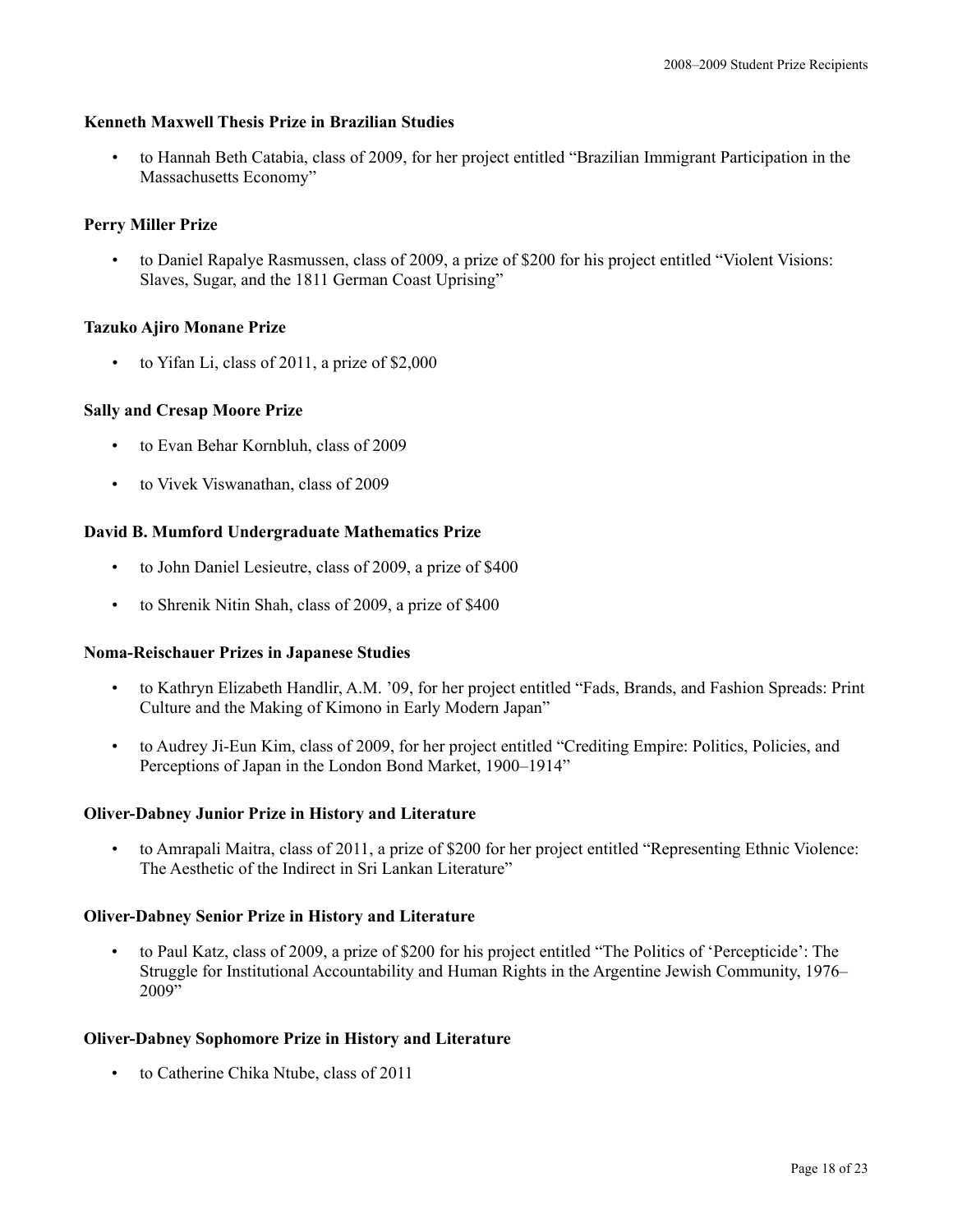### Kenneth Maxwell Thesis Prize in Brazilian Studies

- to Hannah Beth Catabia, class of 2009, for her project entitled "Brazilian Immigrant Participation in the Massachusetts Economy"

### Perry Miller Prize

- to Daniel Rapalye Rasmussen, class of 2009, a prize of $200 for his project entitled "Violent Visions: Slaves, Sugar, and the 1811 German Coast Uprising"

### Tazuko Ajiro Monane Prize

- to Yifan Li, class of 2011, a prize of $2,000

### Sally and Cresap Moore Prize

- to Evan Behar Kornbluh, class of 2009
- to Vivek Viswanathan, class of 2009

### David B. Mumford Undergraduate Mathematics Prize

- to John Daniel Lesieutre, class of 2009, a prize of $400
- to Shrenik Nitin Shah, class of 2009, a prize of $400

### Noma-Reischauer Prizes in Japanese Studies

- to Kathryn Elizabeth Handlir, A.M. '09, for her project entitled "Fads, Brands, and Fashion Spreads: Print Culture and the Making of Kimono in Early Modern Japan"
- to Audrey Ji-Eun Kim, class of 2009, for her project entitled "Crediting Empire: Politics, Policies, and Perceptions of Japan in the London Bond Market, 1900–1914"

### Oliver-Dabney Junior Prize in History and Literature

- to Amrapali Maitra, class of 2011, a prize of $200 for her project entitled "Representing Ethnic Violence: The Aesthetic of the Indirect in Sri Lankan Literature"

### Oliver-Dabney Senior Prize in History and Literature

- to Paul Katz, class of 2009, a prize of $200 for his project entitled "The Politics of 'Percepticide': The Struggle for Institutional Accountability and Human Rights in the Argentine Jewish Community, 1976–2009"

### Oliver-Dabney Sophomore Prize in History and Literature

- to Catherine Chika Ntube, class of 2011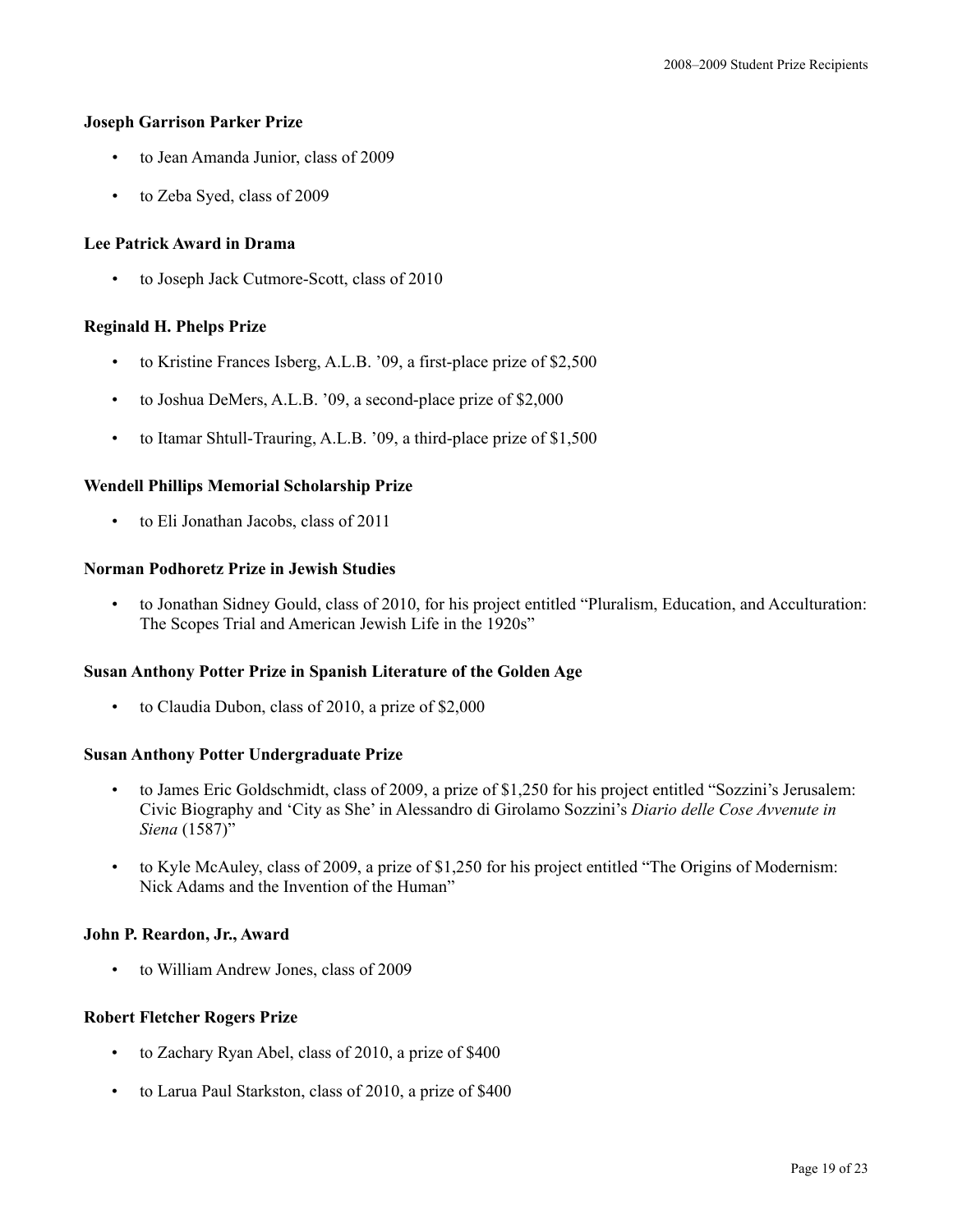**Joseph Garrison Parker Prize**

- to Jean Amanda Junior, class of 2009
- to Zeba Syed, class of 2009

**Lee Patrick Award in Drama**

- to Joseph Jack Cutmore-Scott, class of 2010

**Reginald H. Phelps Prize**

- to Kristine Frances Isberg, A.L.B. ’09, a first-place prize of $2,500
- to Joshua DeMers, A.L.B. ’09, a second-place prize of $2,000
- to Itamar Shtull-Trauring, A.L.B. ’09, a third-place prize of $1,500

**Wendell Phillips Memorial Scholarship Prize**

- to Eli Jonathan Jacobs, class of 2011

**Norman Podhoretz Prize in Jewish Studies**

- to Jonathan Sidney Gould, class of 2010, for his project entitled “Pluralism, Education, and Acculturation: The Scopes Trial and American Jewish Life in the 1920s”

**Susan Anthony Potter Prize in Spanish Literature of the Golden Age**

- to Claudia Dubon, class of 2010, a prize of $2,000

**Susan Anthony Potter Undergraduate Prize**

- to James Eric Goldschmidt, class of 2009, a prize of $1,250 for his project entitled “Sozzini’s Jerusalem: Civic Biography and ‘City as She’ in Alessandro di Girolamo Sozzini’s *Diario delle Cose Avvenute in Siena* (1587)”
- to Kyle McAuley, class of 2009, a prize of $1,250 for his project entitled “The Origins of Modernism: Nick Adams and the Invention of the Human”

**John P. Reardon, Jr., Award**

- to William Andrew Jones, class of 2009

**Robert Fletcher Rogers Prize**

- to Zachary Ryan Abel, class of 2010, a prize of $400
- to Larua Paul Starkston, class of 2010, a prize of $400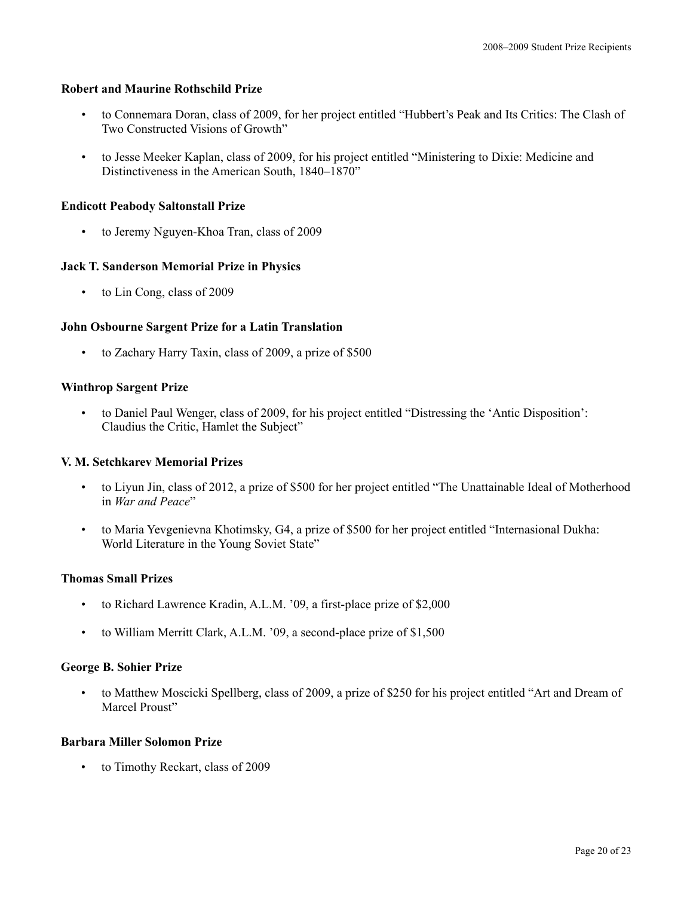**Robert and Maurine Rothschild Prize**

- to Connemara Doran, class of 2009, for her project entitled “Hubbert’s Peak and Its Critics: The Clash of Two Constructed Visions of Growth”
- to Jesse Meeker Kaplan, class of 2009, for his project entitled “Ministering to Dixie: Medicine and Distinctiveness in the American South, 1840–1870”

**Endicott Peabody Saltonstall Prize**

- to Jeremy Nguyen-Khoa Tran, class of 2009

**Jack T. Sanderson Memorial Prize in Physics**

- to Lin Cong, class of 2009

**John Osbourne Sargent Prize for a Latin Translation**

- to Zachary Harry Taxin, class of 2009, a prize of $500

**Winthrop Sargent Prize**

- to Daniel Paul Wenger, class of 2009, for his project entitled “Distressing the ‘Antic Disposition’: Claudius the Critic, Hamlet the Subject”

**V. M. Setchkarev Memorial Prizes**

- to Liyun Jin, class of 2012, a prize of $500 for her project entitled “The Unattainable Ideal of Motherhood in *War and Peace*”
- to Maria Yevgenievna Khotimsky, G4, a prize of $500 for her project entitled “Internasional Dukha: World Literature in the Young Soviet State”

**Thomas Small Prizes**

- to Richard Lawrence Kradin, A.L.M. ’09, a first-place prize of $2,000
- to William Merritt Clark, A.L.M. ’09, a second-place prize of $1,500

**George B. Sohier Prize**

- to Matthew Moscicki Spellberg, class of 2009, a prize of $250 for his project entitled “Art and Dream of Marcel Proust”

**Barbara Miller Solomon Prize**

- to Timothy Reckart, class of 2009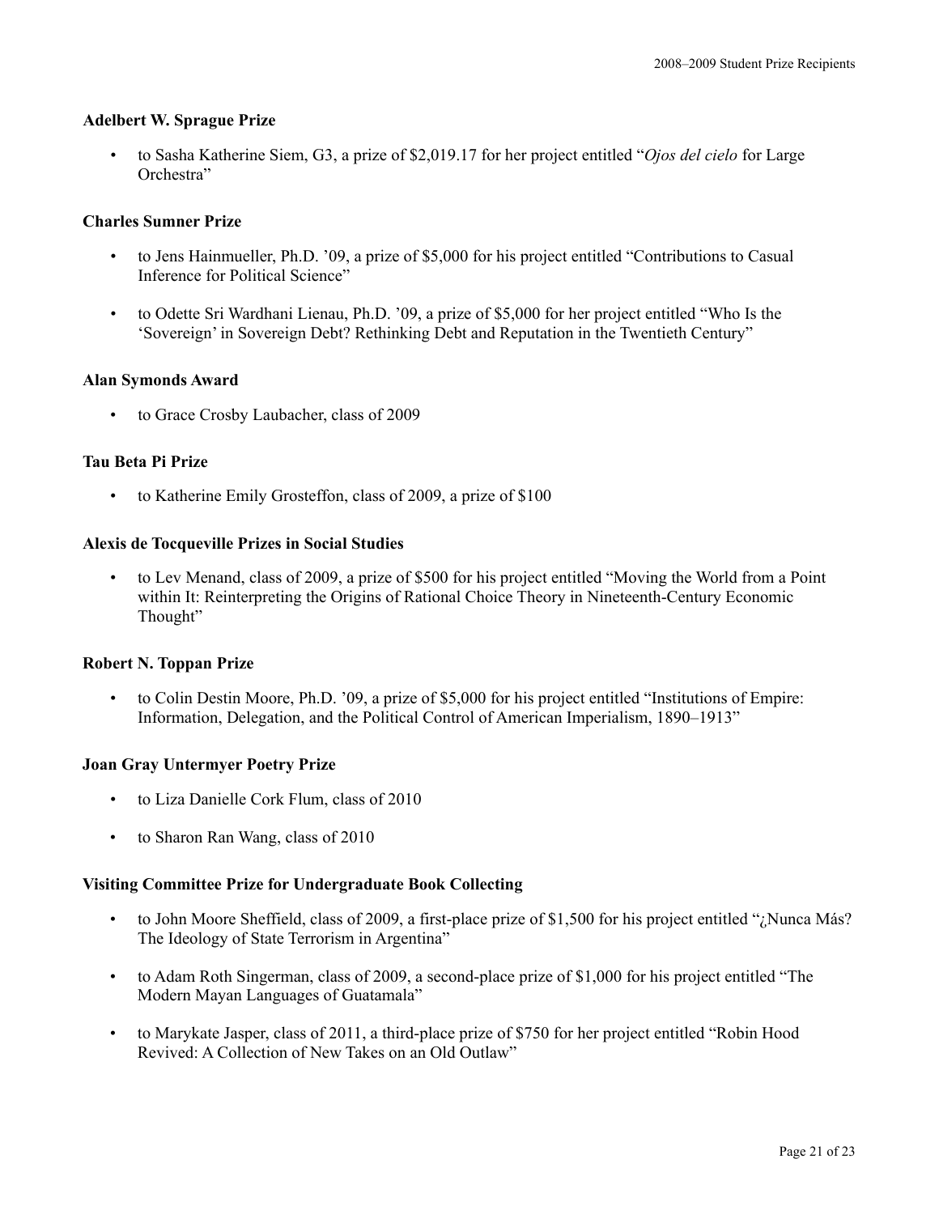**Adelbert W. Sprague Prize**

- to Sasha Katherine Siem, G3, a prize of $2,019.17 for her project entitled "*Ojos del cielo* for Large Orchestra"

**Charles Sumner Prize**

- to Jens Hainmueller, Ph.D. '09, a prize of $5,000 for his project entitled "Contributions to Casual Inference for Political Science"
- to Odette Sri Wardhani Lienau, Ph.D. '09, a prize of $5,000 for her project entitled "Who Is the 'Sovereign' in Sovereign Debt? Rethinking Debt and Reputation in the Twentieth Century"

**Alan Symonds Award**

- to Grace Crosby Laubacher, class of 2009

**Tau Beta Pi Prize**

- to Katherine Emily Grosteffon, class of 2009, a prize of $100

**Alexis de Tocqueville Prizes in Social Studies**

- to Lev Menand, class of 2009, a prize of $500 for his project entitled "Moving the World from a Point within It: Reinterpreting the Origins of Rational Choice Theory in Nineteenth-Century Economic Thought"

**Robert N. Toppan Prize**

- to Colin Destin Moore, Ph.D. '09, a prize of $5,000 for his project entitled "Institutions of Empire: Information, Delegation, and the Political Control of American Imperialism, 1890–1913"

**Joan Gray Untermyer Poetry Prize**

- to Liza Danielle Cork Flum, class of 2010
- to Sharon Ran Wang, class of 2010

**Visiting Committee Prize for Undergraduate Book Collecting**

- to John Moore Sheffield, class of 2009, a first-place prize of $1,500 for his project entitled "¿Nunca Más? The Ideology of State Terrorism in Argentina"
- to Adam Roth Singerman, class of 2009, a second-place prize of $1,000 for his project entitled "The Modern Mayan Languages of Guatamala"
- to Marykate Jasper, class of 2011, a third-place prize of $750 for her project entitled "Robin Hood Revived: A Collection of New Takes on an Old Outlaw"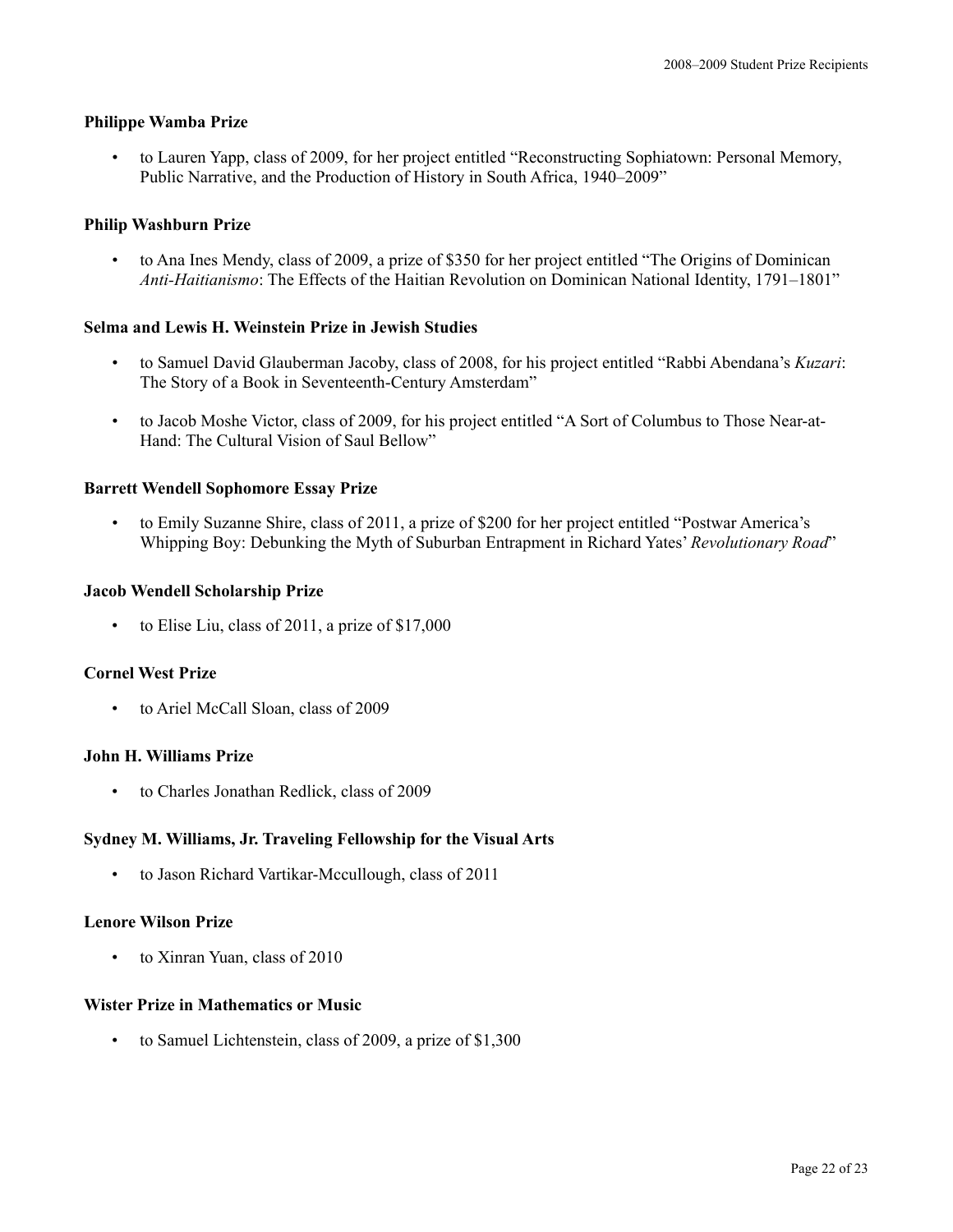**Philippe Wamba Prize**

- to Lauren Yapp, class of 2009, for her project entitled “Reconstructing Sophiatown: Personal Memory, Public Narrative, and the Production of History in South Africa, 1940–2009”

**Philip Washburn Prize**

- to Ana Ines Mendy, class of 2009, a prize of $350 for her project entitled “The Origins of Dominican *Anti-Haitianismo*: The Effects of the Haitian Revolution on Dominican National Identity, 1791–1801”

**Selma and Lewis H. Weinstein Prize in Jewish Studies**

- to Samuel David Glauberman Jacoby, class of 2008, for his project entitled “Rabbi Abendana’s *Kuzari*: The Story of a Book in Seventeenth-Century Amsterdam”

- to Jacob Moshe Victor, class of 2009, for his project entitled “A Sort of Columbus to Those Near-at-Hand: The Cultural Vision of Saul Bellow”

**Barrett Wendell Sophomore Essay Prize**

- to Emily Suzanne Shire, class of 2011, a prize of $200 for her project entitled “Postwar America’s Whipping Boy: Debunking the Myth of Suburban Entrapment in Richard Yates’ *Revolutionary Road*”

**Jacob Wendell Scholarship Prize**

- to Elise Liu, class of 2011, a prize of $17,000

**Cornel West Prize**

- to Ariel McCall Sloan, class of 2009

**John H. Williams Prize**

- to Charles Jonathan Redlick, class of 2009

**Sydney M. Williams, Jr. Traveling Fellowship for the Visual Arts**

- to Jason Richard Vartikar-Mccullough, class of 2011

**Lenore Wilson Prize**

- to Xinran Yuan, class of 2010

**Wister Prize in Mathematics or Music**

- to Samuel Lichtenstein, class of 2009, a prize of $1,300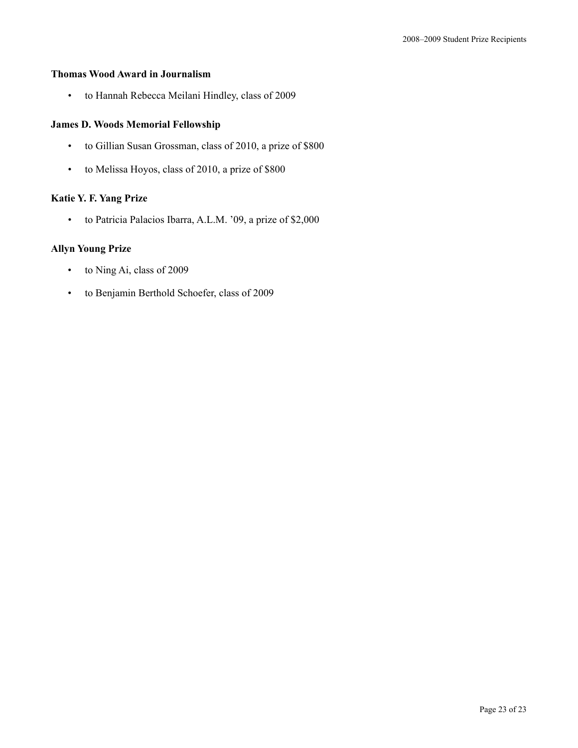**Thomas Wood Award in Journalism**

- to Hannah Rebecca Meilani Hindley, class of 2009

**James D. Woods Memorial Fellowship**

- to Gillian Susan Grossman, class of 2010, a prize of $800
- to Melissa Hoyos, class of 2010, a prize of $800

**Katie Y. F. Yang Prize**

- to Patricia Palacios Ibarra, A.L.M. ’09, a prize of $2,000

**Allyn Young Prize**

- to Ning Ai, class of 2009
- to Benjamin Berthold Schoefer, class of 2009